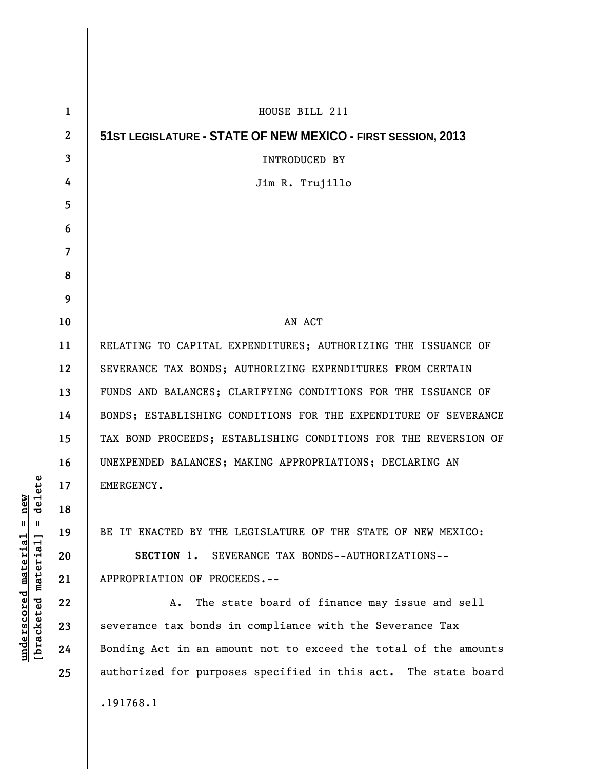HOUSE BILL 211

**51ST LEGISLATURE - STATE OF NEW MEXICO - FIRST SESSION, 2013**

INTRODUCED BY

Jim R. Trujillo

AN ACT

RELATING TO CAPITAL EXPENDITURES; AUTHORIZING THE ISSUANCE OF SEVERANCE TAX BONDS; AUTHORIZING EXPENDITURES FROM CERTAIN FUNDS AND BALANCES; CLARIFYING CONDITIONS FOR THE ISSUANCE OF BONDS; ESTABLISHING CONDITIONS FOR THE EXPENDITURE OF SEVERANCE TAX BOND PROCEEDS; ESTABLISHING CONDITIONS FOR THE REVERSION OF UNEXPENDED BALANCES; MAKING APPROPRIATIONS; DECLARING AN EMERGENCY.

BE IT ENACTED BY THE LEGISLATURE OF THE STATE OF NEW MEXICO:

**SECTION 1.** SEVERANCE TAX BONDS--AUTHORIZATIONS--APPROPRIATION OF PROCEEDS.--

A. The state board of finance may issue and sell severance tax bonds in compliance with the Severance Tax Bonding Act in an amount not to exceed the total of the amounts authorized for purposes specified in this act. The state board

.191768.1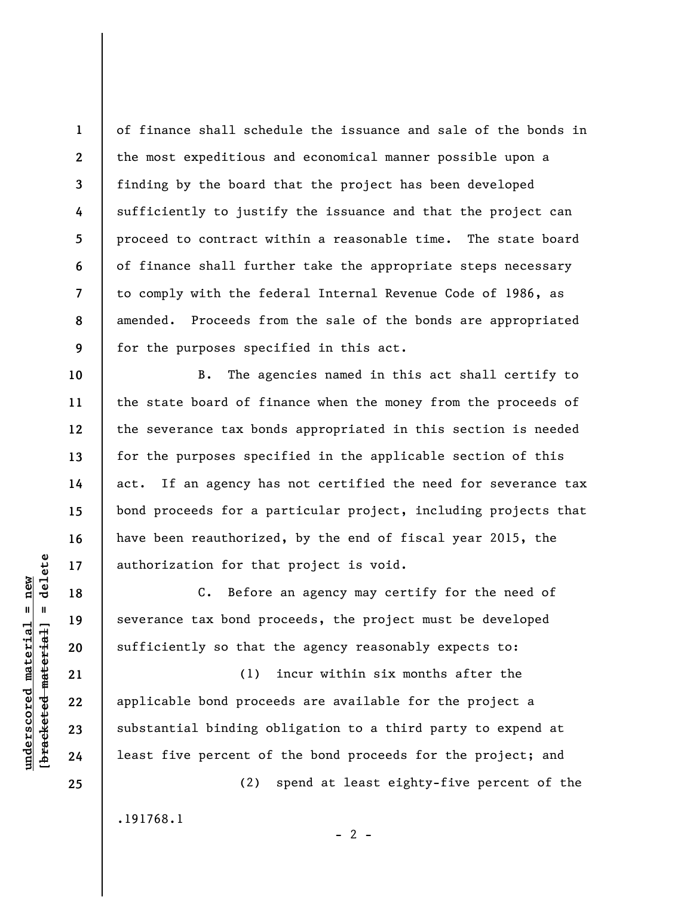of finance shall schedule the issuance and sale of the bonds in the most expeditious and economical manner possible upon a finding by the board that the project has been developed sufficiently to justify the issuance and that the project can proceed to contract within a reasonable time. The state board of finance shall further take the appropriate steps necessary to comply with the federal Internal Revenue Code of 1986, as amended. Proceeds from the sale of the bonds are appropriated for the purposes specified in this act.

B. The agencies named in this act shall certify to the state board of finance when the money from the proceeds of the severance tax bonds appropriated in this section is needed for the purposes specified in the applicable section of this act. If an agency has not certified the need for severance tax bond proceeds for a particular project, including projects that have been reauthorized, by the end of fiscal year 2015, the authorization for that project is void.

C. Before an agency may certify for the need of severance tax bond proceeds, the project must be developed sufficiently so that the agency reasonably expects to:

(1) incur within six months after the applicable bond proceeds are available for the project a substantial binding obligation to a third party to expend at least five percent of the bond proceeds for the project; and

(2) spend at least eighty-five percent of the

.191768.1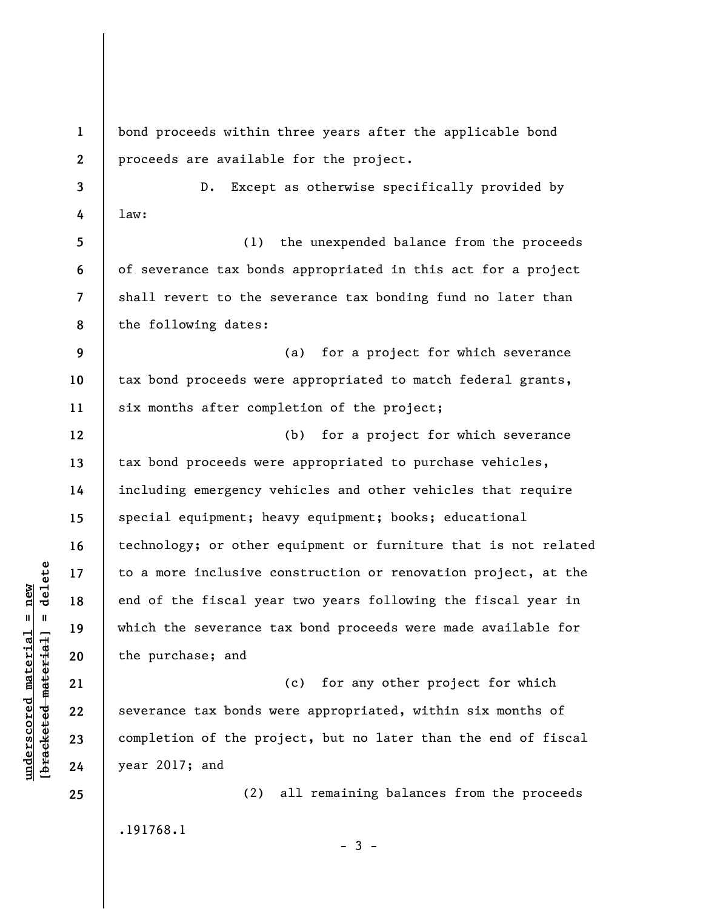bond proceeds within three years after the applicable bond proceeds are available for the project.

D. Except as otherwise specifically provided by law:

(1) the unexpended balance from the proceeds of severance tax bonds appropriated in this act for a project shall revert to the severance tax bonding fund no later than the following dates:

(a) for a project for which severance tax bond proceeds were appropriated to match federal grants, six months after completion of the project;

(b) for a project for which severance tax bond proceeds were appropriated to purchase vehicles, including emergency vehicles and other vehicles that require special equipment; heavy equipment; books; educational technology; or other equipment or furniture that is not related to a more inclusive construction or renovation project, at the end of the fiscal year two years following the fiscal year in which the severance tax bond proceeds were made available for the purchase; and

(c) for any other project for which severance tax bonds were appropriated, within six months of completion of the project, but no later than the end of fiscal year 2017; and

(2) all remaining balances from the proceeds

.191768.1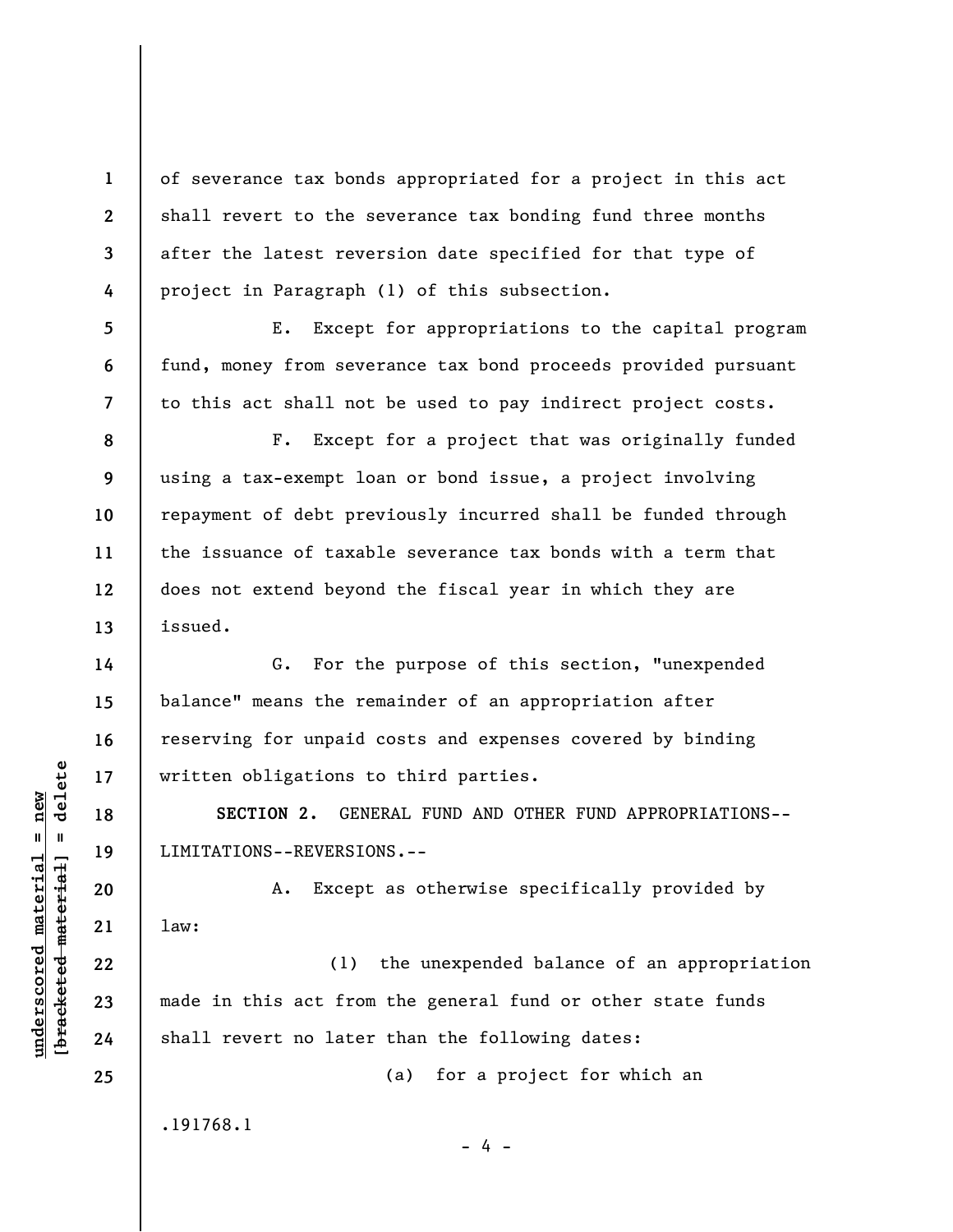of severance tax bonds appropriated for a project in this act shall revert to the severance tax bonding fund three months after the latest reversion date specified for that type of project in Paragraph (1) of this subsection.

E. Except for appropriations to the capital program fund, money from severance tax bond proceeds provided pursuant to this act shall not be used to pay indirect project costs.

F. Except for a project that was originally funded using a tax-exempt loan or bond issue, a project involving repayment of debt previously incurred shall be funded through the issuance of taxable severance tax bonds with a term that does not extend beyond the fiscal year in which they are issued.

G. For the purpose of this section, "unexpended balance" means the remainder of an appropriation after reserving for unpaid costs and expenses covered by binding written obligations to third parties.

**SECTION 2.** GENERAL FUND AND OTHER FUND APPROPRIATIONS--LIMITATIONS--REVERSIONS.--

A. Except as otherwise specifically provided by law:

(1) the unexpended balance of an appropriation made in this act from the general fund or other state funds shall revert no later than the following dates:

(a) for a project for which an

.191768.1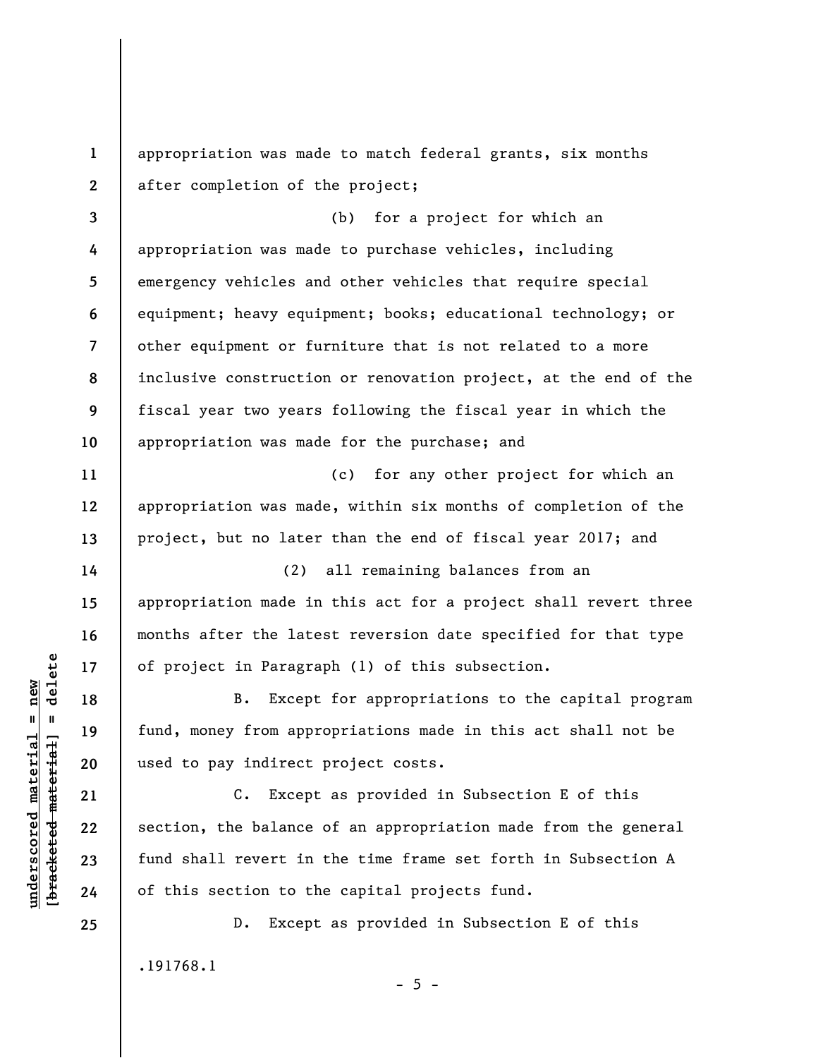appropriation was made to match federal grants, six months after completion of the project;

(b) for a project for which an appropriation was made to purchase vehicles, including emergency vehicles and other vehicles that require special equipment; heavy equipment; books; educational technology; or other equipment or furniture that is not related to a more inclusive construction or renovation project, at the end of the fiscal year two years following the fiscal year in which the appropriation was made for the purchase; and

(c) for any other project for which an appropriation was made, within six months of completion of the project, but no later than the end of fiscal year 2017; and

(2) all remaining balances from an appropriation made in this act for a project shall revert three months after the latest reversion date specified for that type of project in Paragraph (1) of this subsection.

B. Except for appropriations to the capital program fund, money from appropriations made in this act shall not be used to pay indirect project costs.

C. Except as provided in Subsection E of this section, the balance of an appropriation made from the general fund shall revert in the time frame set forth in Subsection A of this section to the capital projects fund.

D. Except as provided in Subsection E of this

.191768.1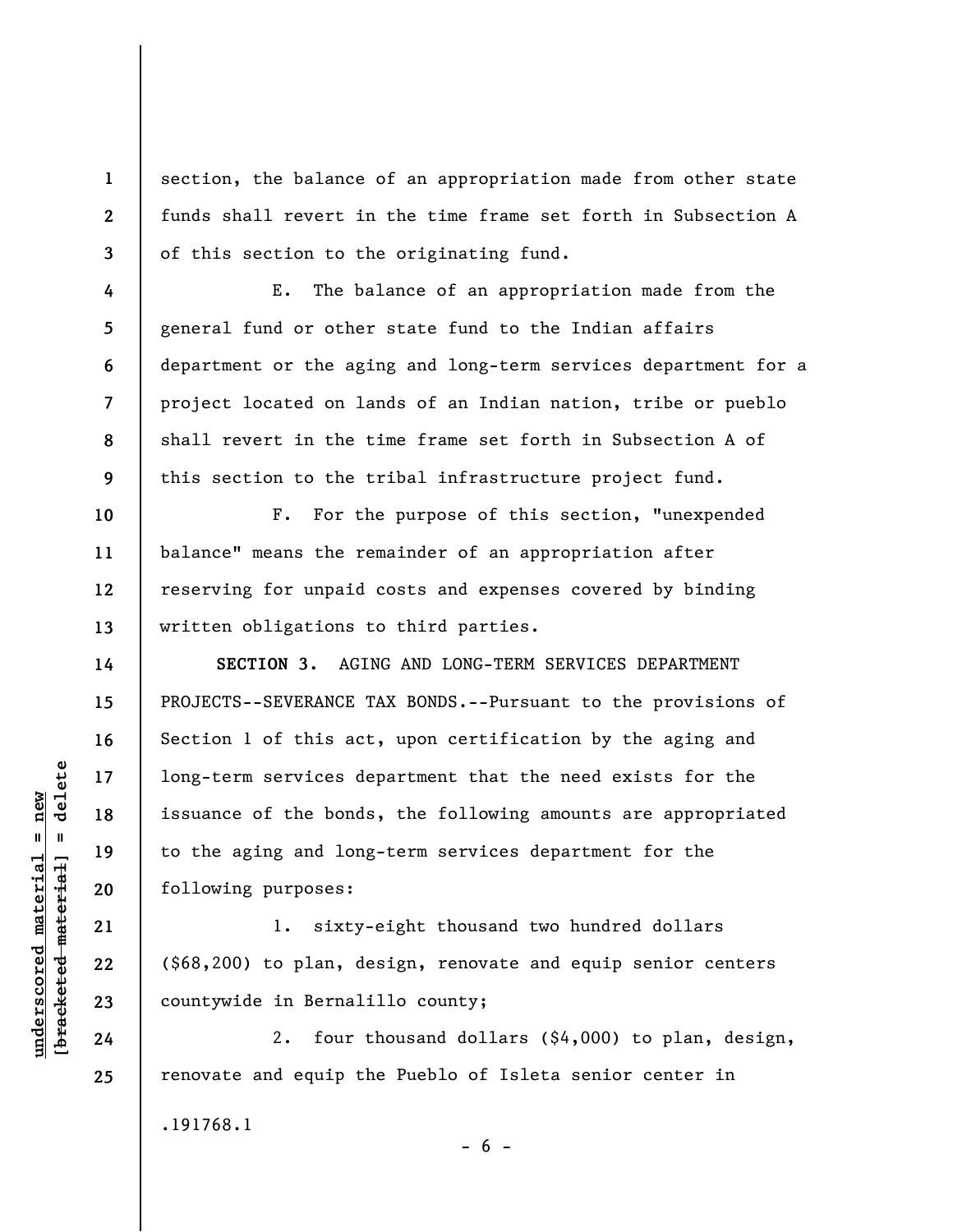section, the balance of an appropriation made from other state funds shall revert in the time frame set forth in Subsection A of this section to the originating fund.

E. The balance of an appropriation made from the general fund or other state fund to the Indian affairs department or the aging and long-term services department for a project located on lands of an Indian nation, tribe or pueblo shall revert in the time frame set forth in Subsection A of this section to the tribal infrastructure project fund.

F. For the purpose of this section, "unexpended balance" means the remainder of an appropriation after reserving for unpaid costs and expenses covered by binding written obligations to third parties.

**SECTION 3.** AGING AND LONG-TERM SERVICES DEPARTMENT PROJECTS--SEVERANCE TAX BONDS.--Pursuant to the provisions of Section 1 of this act, upon certification by the aging and long-term services department that the need exists for the issuance of the bonds, the following amounts are appropriated to the aging and long-term services department for the following purposes:

1. sixty-eight thousand two hundred dollars ($68,200) to plan, design, renovate and equip senior centers countywide in Bernalillo county;

2. four thousand dollars ($4,000) to plan, design, renovate and equip the Pueblo of Isleta senior center in

.191768.1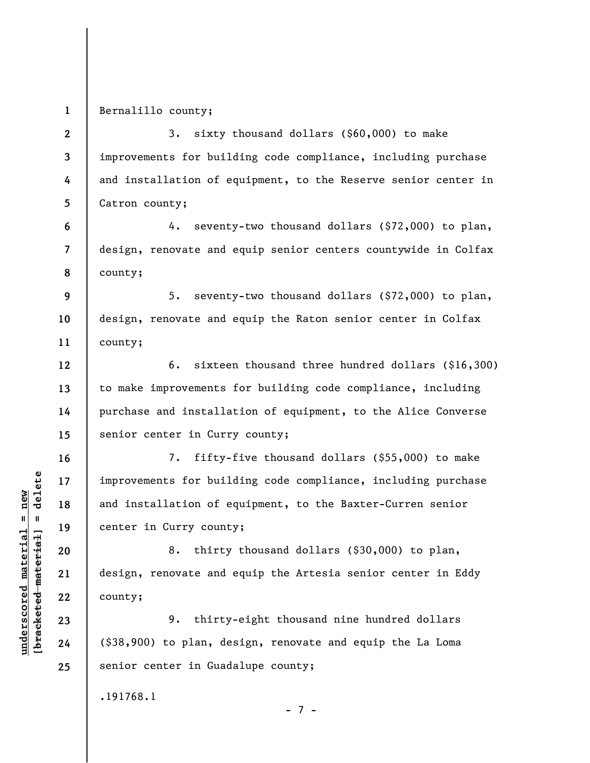Bernalillo county;

3. sixty thousand dollars ($60,000) to make improvements for building code compliance, including purchase and installation of equipment, to the Reserve senior center in Catron county;

4. seventy-two thousand dollars ($72,000) to plan, design, renovate and equip senior centers countywide in Colfax county;

5. seventy-two thousand dollars ($72,000) to plan, design, renovate and equip the Raton senior center in Colfax county;

6. sixteen thousand three hundred dollars ($16,300) to make improvements for building code compliance, including purchase and installation of equipment, to the Alice Converse senior center in Curry county;

7. fifty-five thousand dollars ($55,000) to make improvements for building code compliance, including purchase and installation of equipment, to the Baxter-Curren senior center in Curry county;

8. thirty thousand dollars ($30,000) to plan, design, renovate and equip the Artesia senior center in Eddy county;

9. thirty-eight thousand nine hundred dollars ($38,900) to plan, design, renovate and equip the La Loma senior center in Guadalupe county;

.191768.1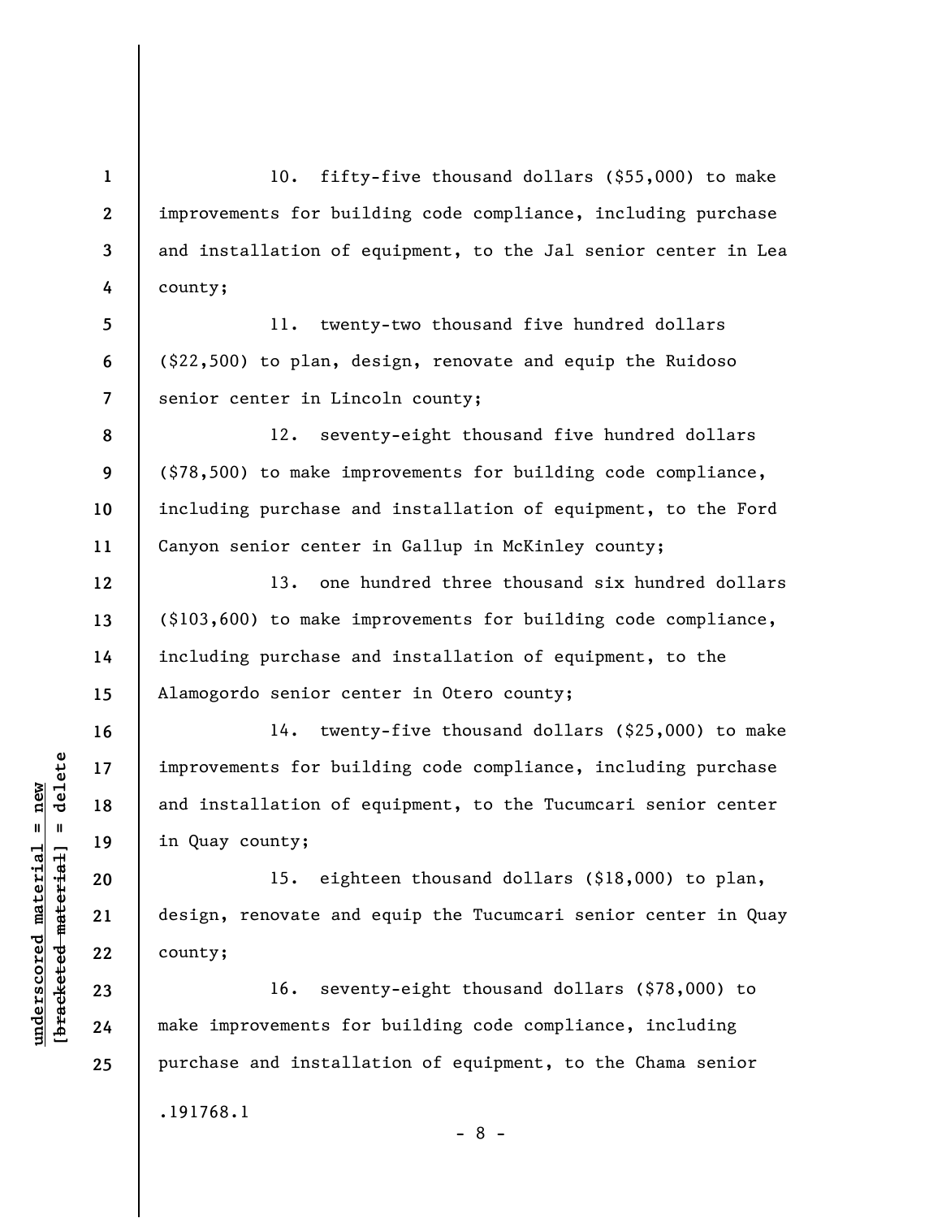10. fifty-five thousand dollars ($55,000) to make improvements for building code compliance, including purchase and installation of equipment, to the Jal senior center in Lea county;

11. twenty-two thousand five hundred dollars ($22,500) to plan, design, renovate and equip the Ruidoso senior center in Lincoln county;

12. seventy-eight thousand five hundred dollars ($78,500) to make improvements for building code compliance, including purchase and installation of equipment, to the Ford Canyon senior center in Gallup in McKinley county;

13. one hundred three thousand six hundred dollars ($103,600) to make improvements for building code compliance, including purchase and installation of equipment, to the Alamogordo senior center in Otero county;

14. twenty-five thousand dollars ($25,000) to make improvements for building code compliance, including purchase and installation of equipment, to the Tucumcari senior center in Quay county;

15. eighteen thousand dollars ($18,000) to plan, design, renovate and equip the Tucumcari senior center in Quay county;

16. seventy-eight thousand dollars ($78,000) to make improvements for building code compliance, including purchase and installation of equipment, to the Chama senior

.191768.1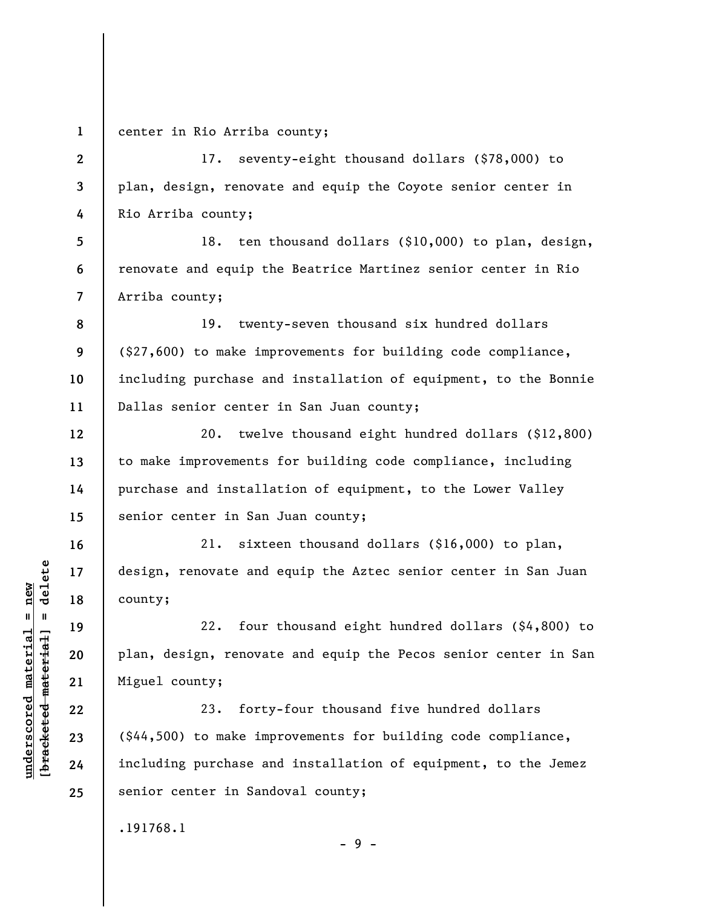center in Rio Arriba county;

17. seventy-eight thousand dollars ($78,000) to plan, design, renovate and equip the Coyote senior center in Rio Arriba county;

18. ten thousand dollars ($10,000) to plan, design, renovate and equip the Beatrice Martinez senior center in Rio Arriba county;

19. twenty-seven thousand six hundred dollars ($27,600) to make improvements for building code compliance, including purchase and installation of equipment, to the Bonnie Dallas senior center in San Juan county;

20. twelve thousand eight hundred dollars ($12,800) to make improvements for building code compliance, including purchase and installation of equipment, to the Lower Valley senior center in San Juan county;

21. sixteen thousand dollars ($16,000) to plan, design, renovate and equip the Aztec senior center in San Juan county;

22. four thousand eight hundred dollars ($4,800) to plan, design, renovate and equip the Pecos senior center in San Miguel county;

23. forty-four thousand five hundred dollars ($44,500) to make improvements for building code compliance, including purchase and installation of equipment, to the Jemez senior center in Sandoval county;

.191768.1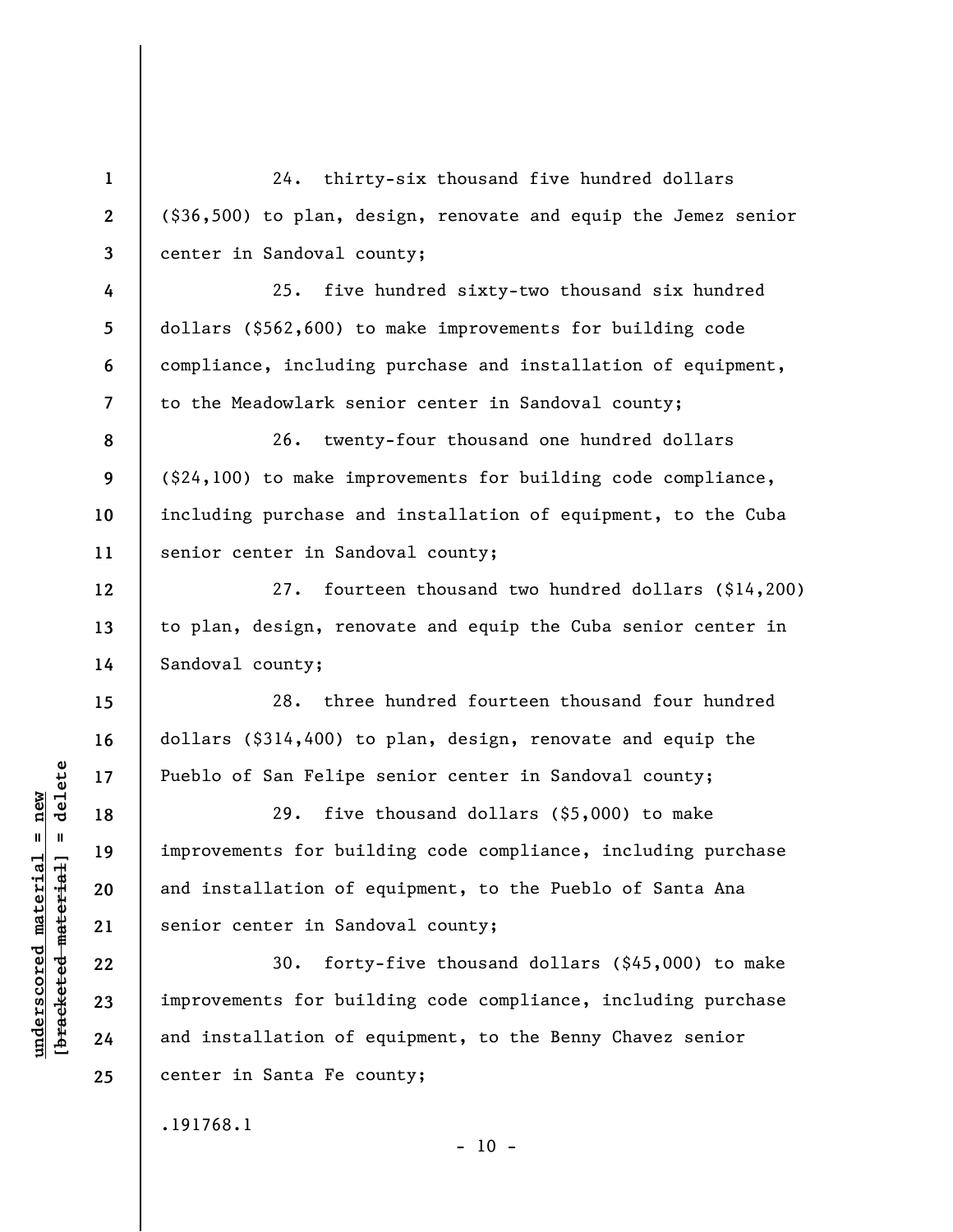24. thirty-six thousand five hundred dollars ($36,500) to plan, design, renovate and equip the Jemez senior center in Sandoval county;

25. five hundred sixty-two thousand six hundred dollars ($562,600) to make improvements for building code compliance, including purchase and installation of equipment, to the Meadowlark senior center in Sandoval county;

26. twenty-four thousand one hundred dollars ($24,100) to make improvements for building code compliance, including purchase and installation of equipment, to the Cuba senior center in Sandoval county;

27. fourteen thousand two hundred dollars ($14,200) to plan, design, renovate and equip the Cuba senior center in Sandoval county;

28. three hundred fourteen thousand four hundred dollars ($314,400) to plan, design, renovate and equip the Pueblo of San Felipe senior center in Sandoval county;

29. five thousand dollars ($5,000) to make improvements for building code compliance, including purchase and installation of equipment, to the Pueblo of Santa Ana senior center in Sandoval county;

30. forty-five thousand dollars ($45,000) to make improvements for building code compliance, including purchase and installation of equipment, to the Benny Chavez senior center in Santa Fe county;

.191768.1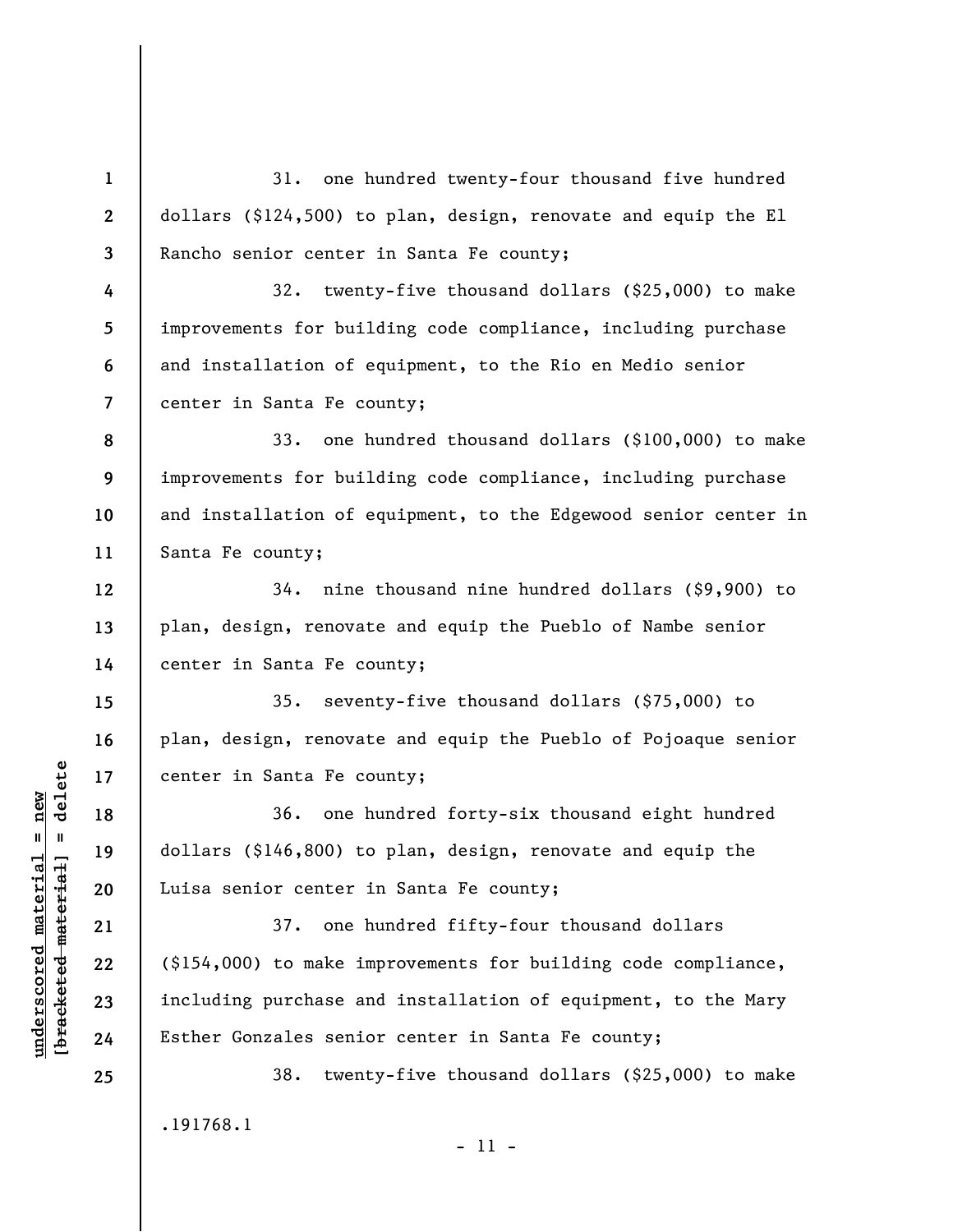31. one hundred twenty-four thousand five hundred dollars ($124,500) to plan, design, renovate and equip the El Rancho senior center in Santa Fe county;

32. twenty-five thousand dollars ($25,000) to make improvements for building code compliance, including purchase and installation of equipment, to the Rio en Medio senior center in Santa Fe county;

33. one hundred thousand dollars ($100,000) to make improvements for building code compliance, including purchase and installation of equipment, to the Edgewood senior center in Santa Fe county;

34. nine thousand nine hundred dollars ($9,900) to plan, design, renovate and equip the Pueblo of Nambe senior center in Santa Fe county;

35. seventy-five thousand dollars ($75,000) to plan, design, renovate and equip the Pueblo of Pojoaque senior center in Santa Fe county;

36. one hundred forty-six thousand eight hundred dollars ($146,800) to plan, design, renovate and equip the Luisa senior center in Santa Fe county;

37. one hundred fifty-four thousand dollars ($154,000) to make improvements for building code compliance, including purchase and installation of equipment, to the Mary Esther Gonzales senior center in Santa Fe county;

38. twenty-five thousand dollars ($25,000) to make

.191768.1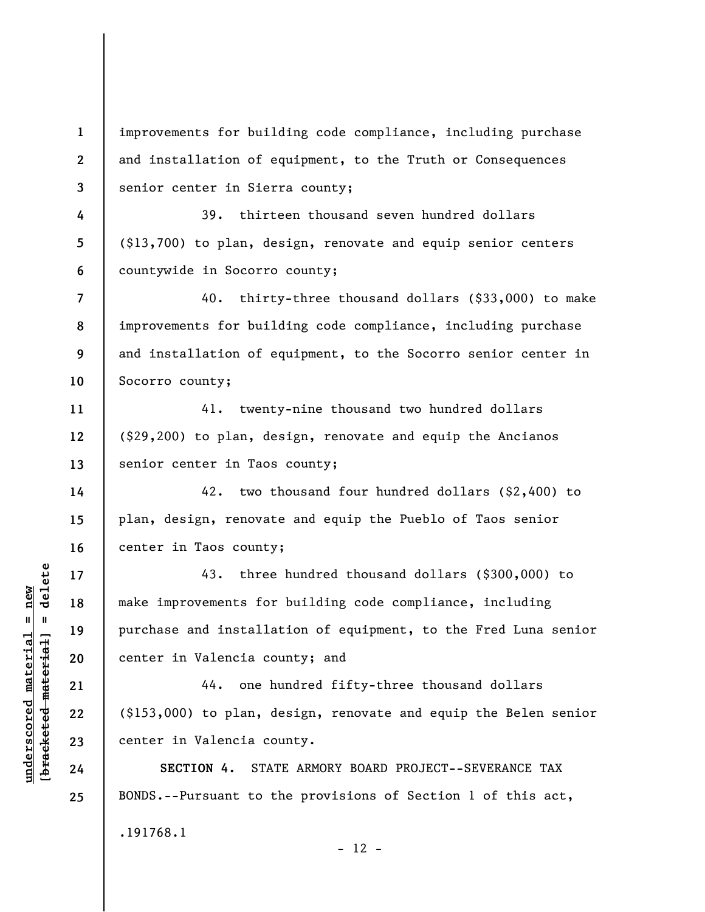improvements for building code compliance, including purchase and installation of equipment, to the Truth or Consequences senior center in Sierra county;

39. thirteen thousand seven hundred dollars ($13,700) to plan, design, renovate and equip senior centers countywide in Socorro county;

40. thirty-three thousand dollars ($33,000) to make improvements for building code compliance, including purchase and installation of equipment, to the Socorro senior center in Socorro county;

41. twenty-nine thousand two hundred dollars ($29,200) to plan, design, renovate and equip the Ancianos senior center in Taos county;

42. two thousand four hundred dollars ($2,400) to plan, design, renovate and equip the Pueblo of Taos senior center in Taos county;

43. three hundred thousand dollars ($300,000) to make improvements for building code compliance, including purchase and installation of equipment, to the Fred Luna senior center in Valencia county; and

44. one hundred fifty-three thousand dollars ($153,000) to plan, design, renovate and equip the Belen senior center in Valencia county.

**SECTION 4.** STATE ARMORY BOARD PROJECT--SEVERANCE TAX BONDS.--Pursuant to the provisions of Section 1 of this act,

.191768.1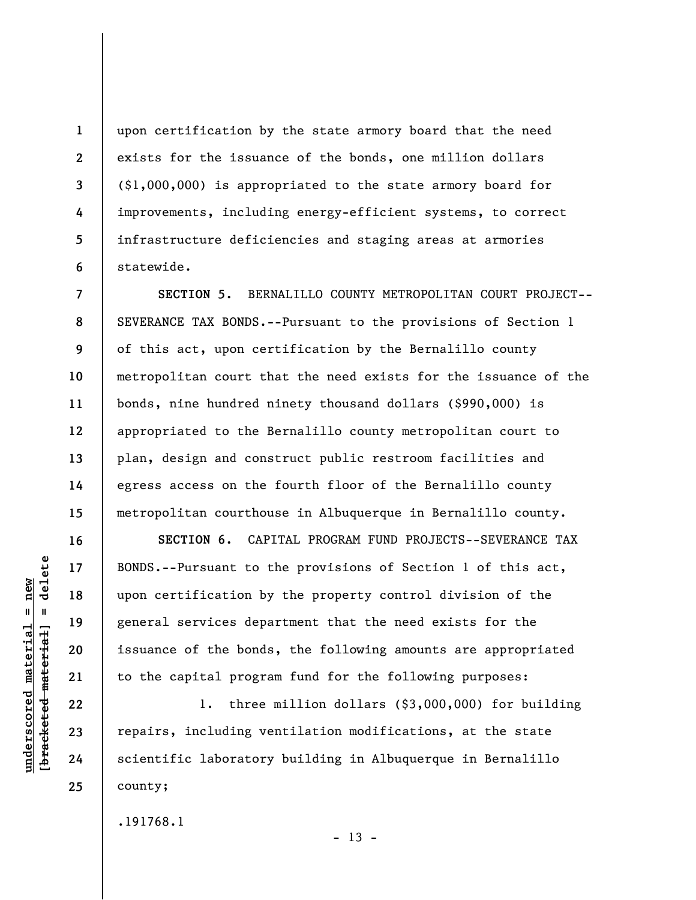upon certification by the state armory board that the need exists for the issuance of the bonds, one million dollars ($1,000,000) is appropriated to the state armory board for improvements, including energy-efficient systems, to correct infrastructure deficiencies and staging areas at armories statewide.

**SECTION 5.** BERNALILLO COUNTY METROPOLITAN COURT PROJECT--SEVERANCE TAX BONDS.--Pursuant to the provisions of Section 1 of this act, upon certification by the Bernalillo county metropolitan court that the need exists for the issuance of the bonds, nine hundred ninety thousand dollars ($990,000) is appropriated to the Bernalillo county metropolitan court to plan, design and construct public restroom facilities and egress access on the fourth floor of the Bernalillo county metropolitan courthouse in Albuquerque in Bernalillo county.

**SECTION 6.** CAPITAL PROGRAM FUND PROJECTS--SEVERANCE TAX BONDS.--Pursuant to the provisions of Section 1 of this act, upon certification by the property control division of the general services department that the need exists for the issuance of the bonds, the following amounts are appropriated to the capital program fund for the following purposes:

1. three million dollars ($3,000,000) for building repairs, including ventilation modifications, at the state scientific laboratory building in Albuquerque in Bernalillo county;

.191768.1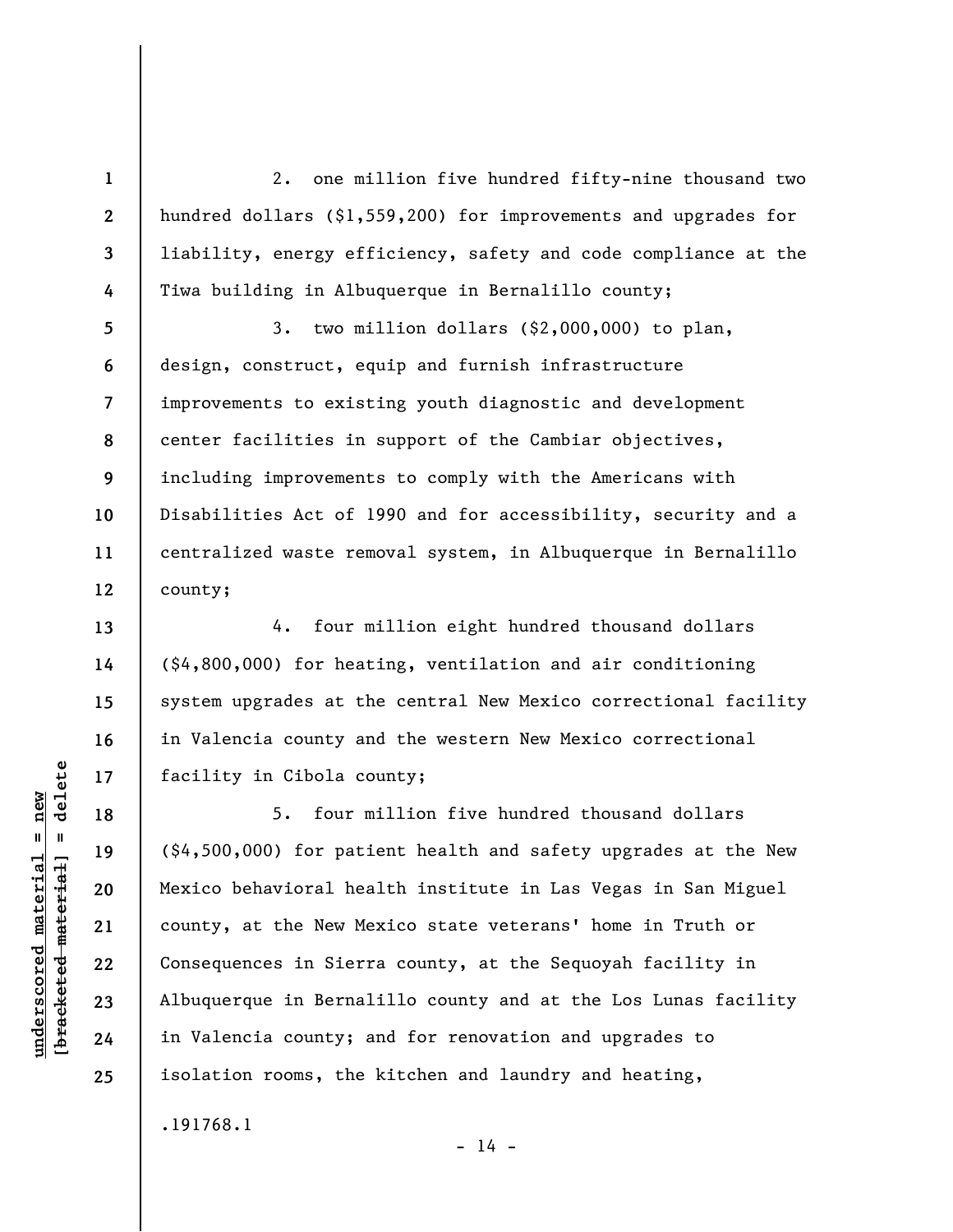2. one million five hundred fifty-nine thousand two hundred dollars ($1,559,200) for improvements and upgrades for liability, energy efficiency, safety and code compliance at the Tiwa building in Albuquerque in Bernalillo county;

3. two million dollars ($2,000,000) to plan, design, construct, equip and furnish infrastructure improvements to existing youth diagnostic and development center facilities in support of the Cambiar objectives, including improvements to comply with the Americans with Disabilities Act of 1990 and for accessibility, security and a centralized waste removal system, in Albuquerque in Bernalillo county;

4. four million eight hundred thousand dollars ($4,800,000) for heating, ventilation and air conditioning system upgrades at the central New Mexico correctional facility in Valencia county and the western New Mexico correctional facility in Cibola county;

5. four million five hundred thousand dollars ($4,500,000) for patient health and safety upgrades at the New Mexico behavioral health institute in Las Vegas in San Miguel county, at the New Mexico state veterans' home in Truth or Consequences in Sierra county, at the Sequoyah facility in Albuquerque in Bernalillo county and at the Los Lunas facility in Valencia county; and for renovation and upgrades to isolation rooms, the kitchen and laundry and heating,

.191768.1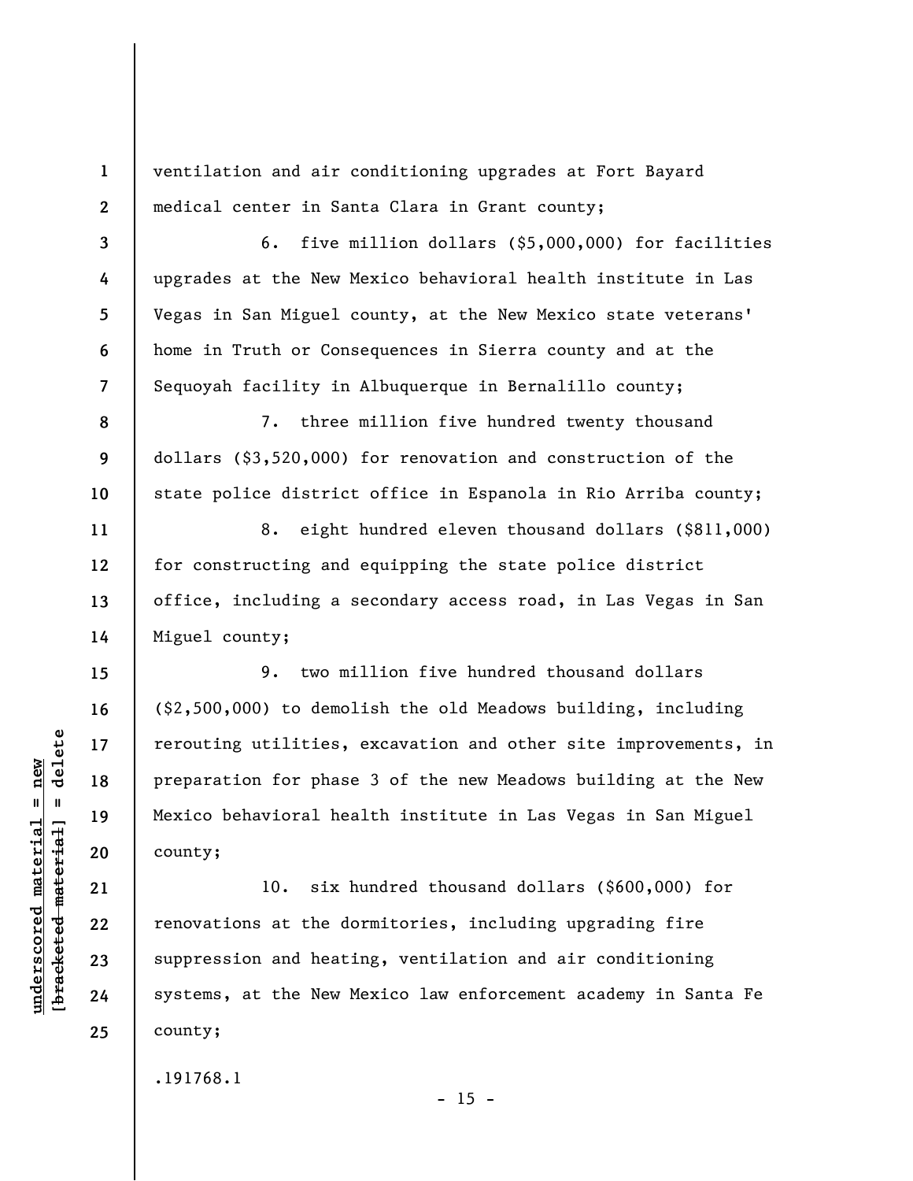ventilation and air conditioning upgrades at Fort Bayard medical center in Santa Clara in Grant county;

6. five million dollars ($5,000,000) for facilities upgrades at the New Mexico behavioral health institute in Las Vegas in San Miguel county, at the New Mexico state veterans' home in Truth or Consequences in Sierra county and at the Sequoyah facility in Albuquerque in Bernalillo county;

7. three million five hundred twenty thousand dollars ($3,520,000) for renovation and construction of the state police district office in Espanola in Rio Arriba county;

8. eight hundred eleven thousand dollars ($811,000) for constructing and equipping the state police district office, including a secondary access road, in Las Vegas in San Miguel county;

9. two million five hundred thousand dollars ($2,500,000) to demolish the old Meadows building, including rerouting utilities, excavation and other site improvements, in preparation for phase 3 of the new Meadows building at the New Mexico behavioral health institute in Las Vegas in San Miguel county;

10. six hundred thousand dollars ($600,000) for renovations at the dormitories, including upgrading fire suppression and heating, ventilation and air conditioning systems, at the New Mexico law enforcement academy in Santa Fe county;

.191768.1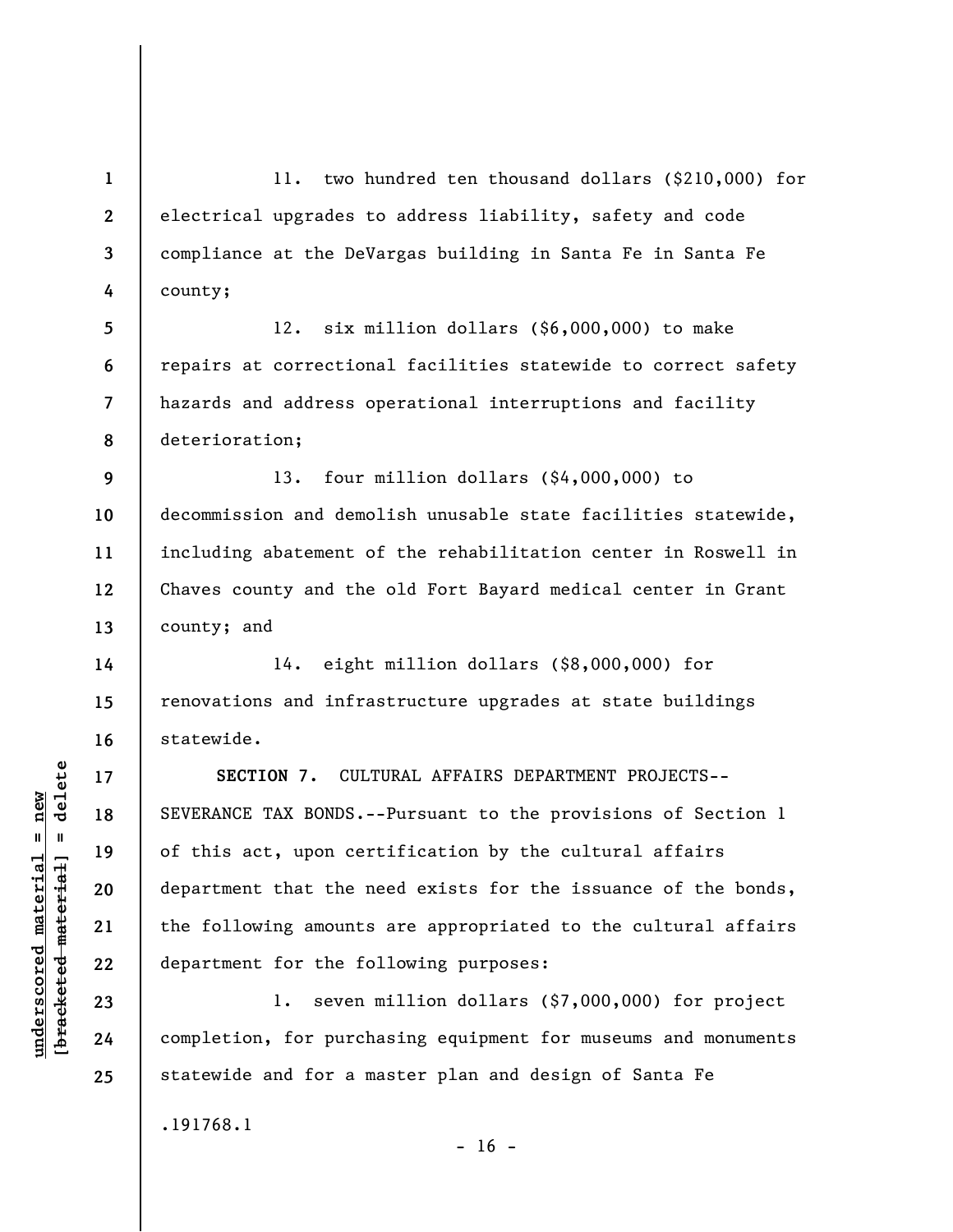11. two hundred ten thousand dollars ($210,000) for electrical upgrades to address liability, safety and code compliance at the DeVargas building in Santa Fe in Santa Fe county;

12. six million dollars ($6,000,000) to make repairs at correctional facilities statewide to correct safety hazards and address operational interruptions and facility deterioration;

13. four million dollars ($4,000,000) to decommission and demolish unusable state facilities statewide, including abatement of the rehabilitation center in Roswell in Chaves county and the old Fort Bayard medical center in Grant county; and

14. eight million dollars ($8,000,000) for renovations and infrastructure upgrades at state buildings statewide.

**SECTION 7.** CULTURAL AFFAIRS DEPARTMENT PROJECTS--SEVERANCE TAX BONDS.--Pursuant to the provisions of Section 1 of this act, upon certification by the cultural affairs department that the need exists for the issuance of the bonds, the following amounts are appropriated to the cultural affairs department for the following purposes:

1. seven million dollars ($7,000,000) for project completion, for purchasing equipment for museums and monuments statewide and for a master plan and design of Santa Fe

.191768.1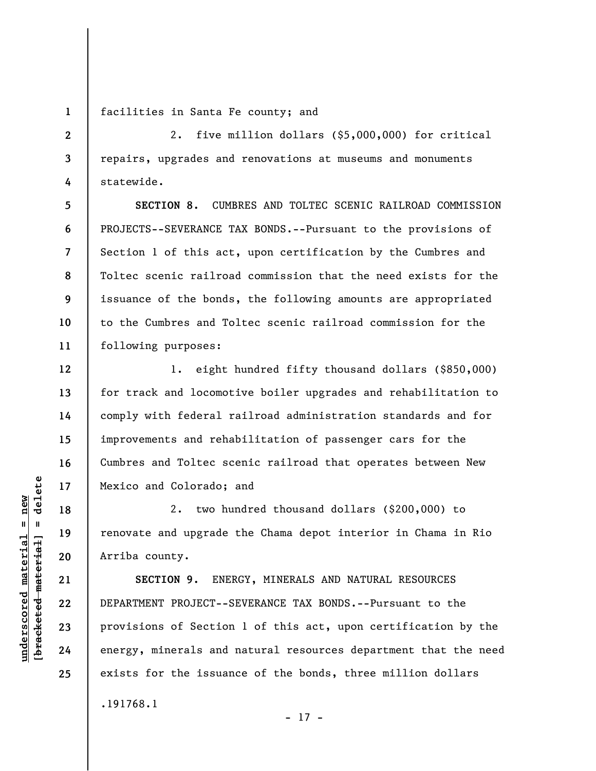facilities in Santa Fe county; and

2. five million dollars ($5,000,000) for critical repairs, upgrades and renovations at museums and monuments statewide.

**SECTION 8.** CUMBRES AND TOLTEC SCENIC RAILROAD COMMISSION PROJECTS--SEVERANCE TAX BONDS.--Pursuant to the provisions of Section 1 of this act, upon certification by the Cumbres and Toltec scenic railroad commission that the need exists for the issuance of the bonds, the following amounts are appropriated to the Cumbres and Toltec scenic railroad commission for the following purposes:

1. eight hundred fifty thousand dollars ($850,000) for track and locomotive boiler upgrades and rehabilitation to comply with federal railroad administration standards and for improvements and rehabilitation of passenger cars for the Cumbres and Toltec scenic railroad that operates between New Mexico and Colorado; and

2. two hundred thousand dollars ($200,000) to renovate and upgrade the Chama depot interior in Chama in Rio Arriba county.

**SECTION 9.** ENERGY, MINERALS AND NATURAL RESOURCES DEPARTMENT PROJECT--SEVERANCE TAX BONDS.--Pursuant to the provisions of Section 1 of this act, upon certification by the energy, minerals and natural resources department that the need exists for the issuance of the bonds, three million dollars

.191768.1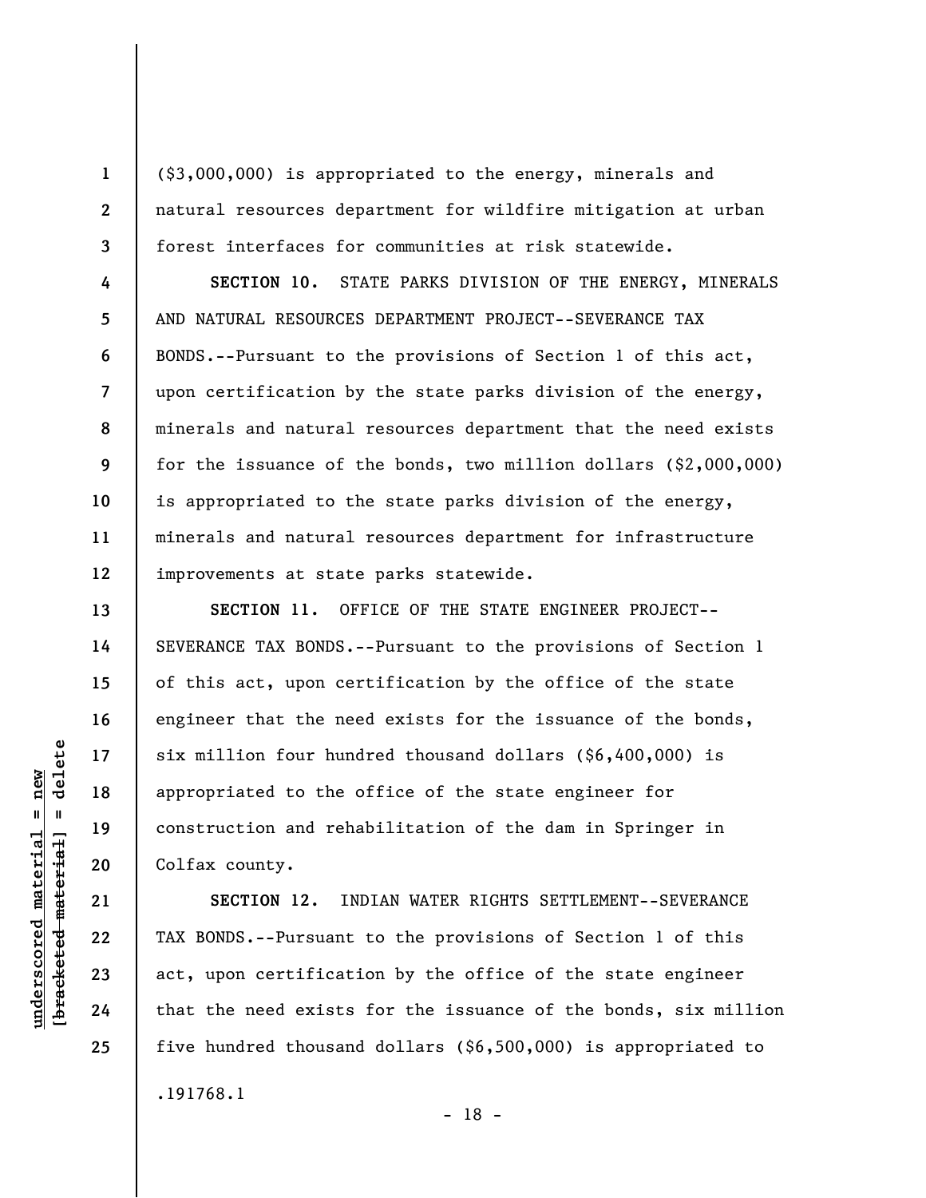($3,000,000) is appropriated to the energy, minerals and natural resources department for wildfire mitigation at urban forest interfaces for communities at risk statewide.

**SECTION 10.** STATE PARKS DIVISION OF THE ENERGY, MINERALS AND NATURAL RESOURCES DEPARTMENT PROJECT--SEVERANCE TAX BONDS.--Pursuant to the provisions of Section 1 of this act, upon certification by the state parks division of the energy, minerals and natural resources department that the need exists for the issuance of the bonds, two million dollars ($2,000,000) is appropriated to the state parks division of the energy, minerals and natural resources department for infrastructure improvements at state parks statewide.

**SECTION 11.** OFFICE OF THE STATE ENGINEER PROJECT--SEVERANCE TAX BONDS.--Pursuant to the provisions of Section 1 of this act, upon certification by the office of the state engineer that the need exists for the issuance of the bonds, six million four hundred thousand dollars ($6,400,000) is appropriated to the office of the state engineer for construction and rehabilitation of the dam in Springer in Colfax county.

**SECTION 12.** INDIAN WATER RIGHTS SETTLEMENT--SEVERANCE TAX BONDS.--Pursuant to the provisions of Section 1 of this act, upon certification by the office of the state engineer that the need exists for the issuance of the bonds, six million five hundred thousand dollars ($6,500,000) is appropriated to

.191768.1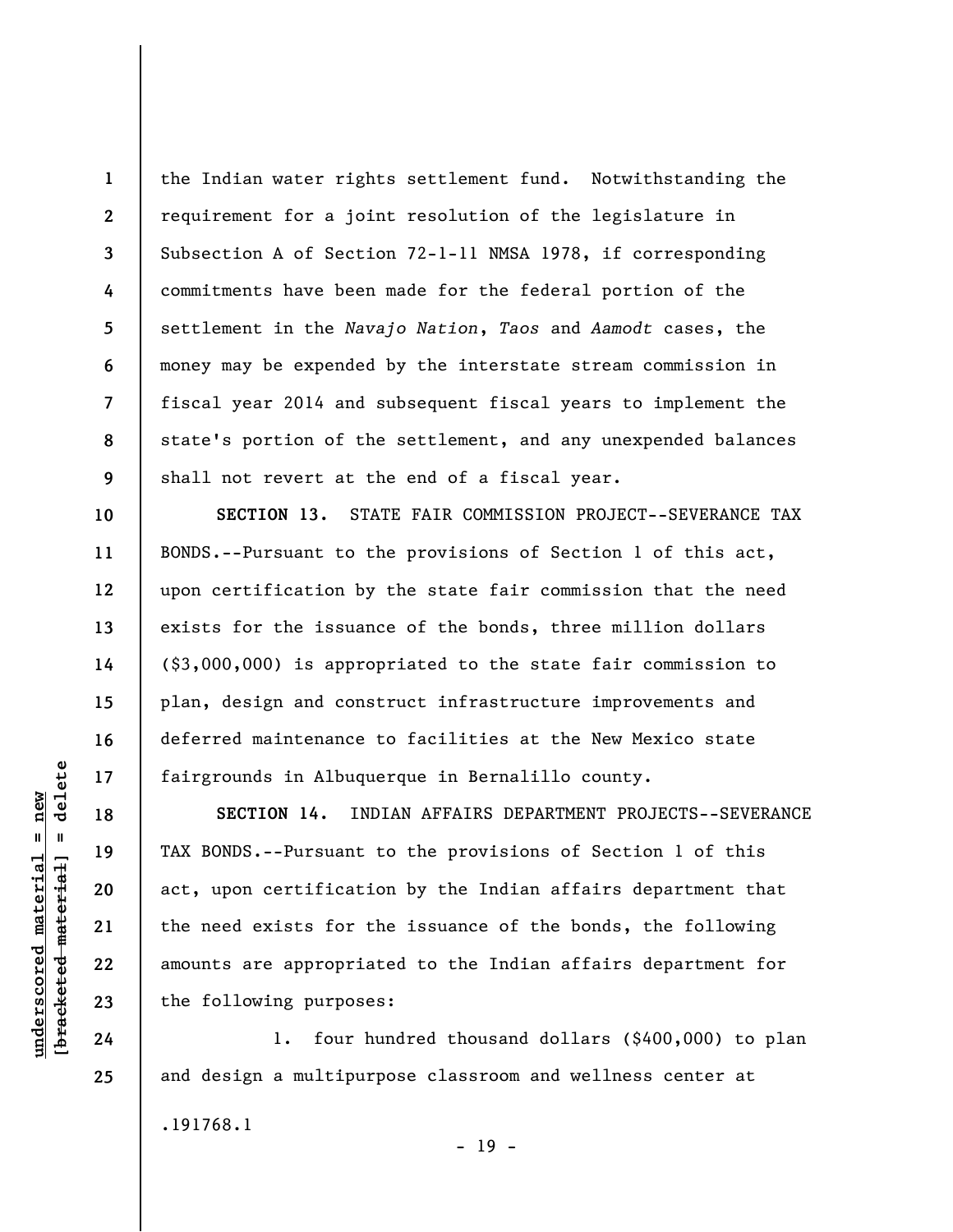the Indian water rights settlement fund. Notwithstanding the requirement for a joint resolution of the legislature in Subsection A of Section 72-1-11 NMSA 1978, if corresponding commitments have been made for the federal portion of the settlement in the *Navajo Nation*, *Taos* and *Aamodt* cases, the money may be expended by the interstate stream commission in fiscal year 2014 and subsequent fiscal years to implement the state's portion of the settlement, and any unexpended balances shall not revert at the end of a fiscal year.

**SECTION 13.** STATE FAIR COMMISSION PROJECT--SEVERANCE TAX BONDS.--Pursuant to the provisions of Section 1 of this act, upon certification by the state fair commission that the need exists for the issuance of the bonds, three million dollars ($3,000,000) is appropriated to the state fair commission to plan, design and construct infrastructure improvements and deferred maintenance to facilities at the New Mexico state fairgrounds in Albuquerque in Bernalillo county.

**SECTION 14.** INDIAN AFFAIRS DEPARTMENT PROJECTS--SEVERANCE TAX BONDS.--Pursuant to the provisions of Section 1 of this act, upon certification by the Indian affairs department that the need exists for the issuance of the bonds, the following amounts are appropriated to the Indian affairs department for the following purposes:

1. four hundred thousand dollars ($400,000) to plan and design a multipurpose classroom and wellness center at

.191768.1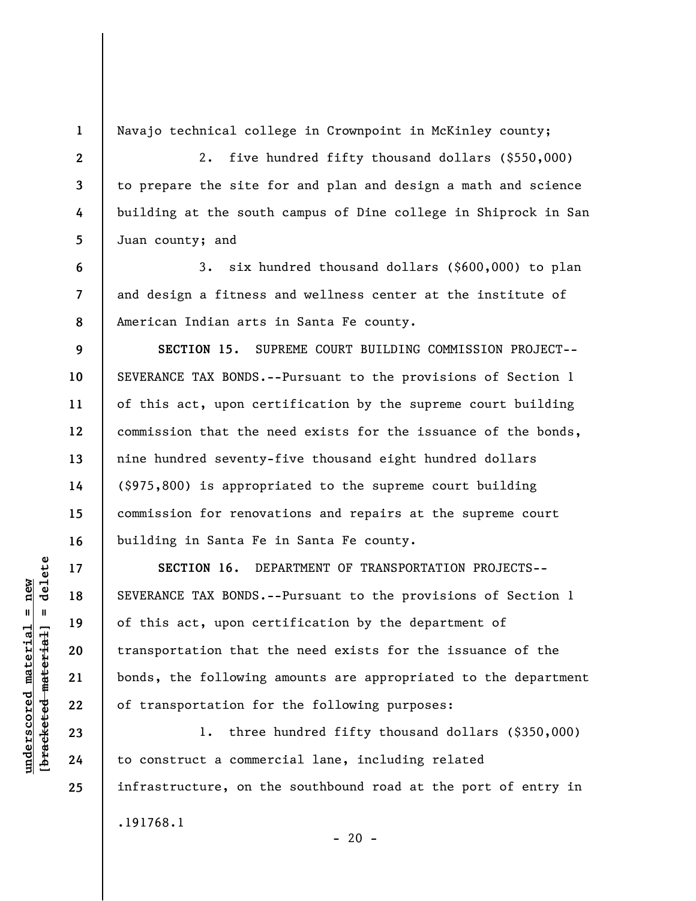Navajo technical college in Crownpoint in McKinley county;

2. five hundred fifty thousand dollars ($550,000) to prepare the site for and plan and design a math and science building at the south campus of Dine college in Shiprock in San Juan county; and

3. six hundred thousand dollars ($600,000) to plan and design a fitness and wellness center at the institute of American Indian arts in Santa Fe county.

**SECTION 15.** SUPREME COURT BUILDING COMMISSION PROJECT--SEVERANCE TAX BONDS.--Pursuant to the provisions of Section 1 of this act, upon certification by the supreme court building commission that the need exists for the issuance of the bonds, nine hundred seventy-five thousand eight hundred dollars ($975,800) is appropriated to the supreme court building commission for renovations and repairs at the supreme court building in Santa Fe in Santa Fe county.

**SECTION 16.** DEPARTMENT OF TRANSPORTATION PROJECTS--SEVERANCE TAX BONDS.--Pursuant to the provisions of Section 1 of this act, upon certification by the department of transportation that the need exists for the issuance of the bonds, the following amounts are appropriated to the department of transportation for the following purposes:

1. three hundred fifty thousand dollars ($350,000) to construct a commercial lane, including related infrastructure, on the southbound road at the port of entry in

.191768.1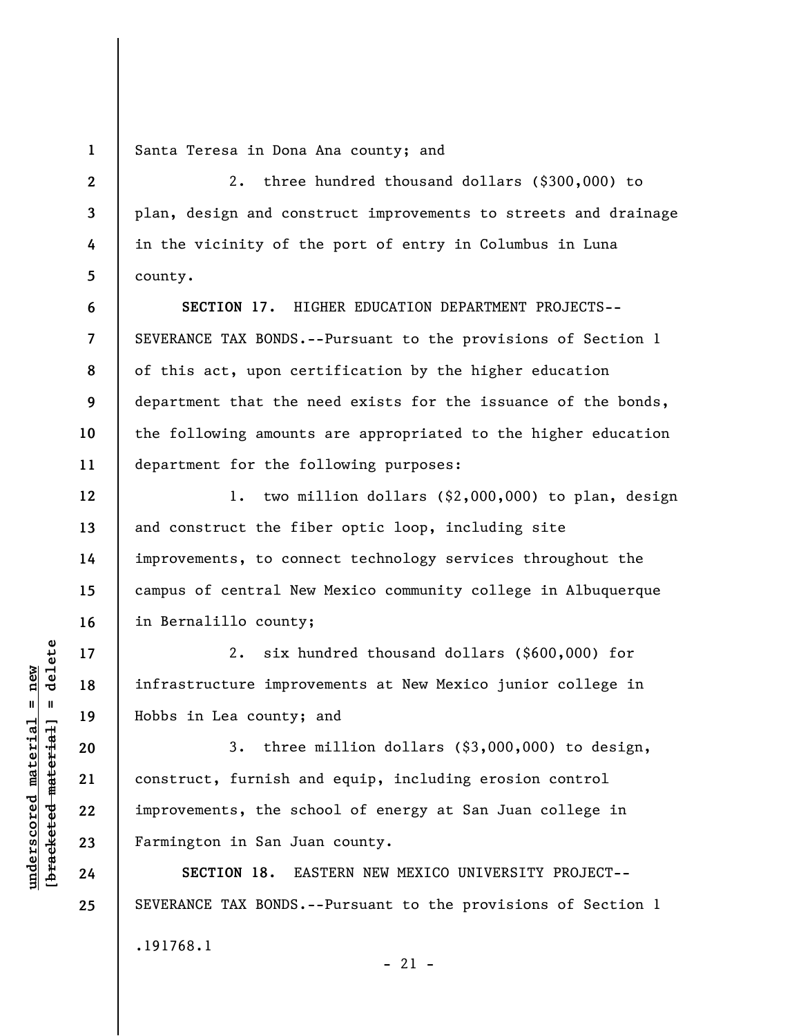Santa Teresa in Dona Ana county; and

2. three hundred thousand dollars ($300,000) to plan, design and construct improvements to streets and drainage in the vicinity of the port of entry in Columbus in Luna county.

**SECTION 17.** HIGHER EDUCATION DEPARTMENT PROJECTS--SEVERANCE TAX BONDS.--Pursuant to the provisions of Section 1 of this act, upon certification by the higher education department that the need exists for the issuance of the bonds, the following amounts are appropriated to the higher education department for the following purposes:

1. two million dollars ($2,000,000) to plan, design and construct the fiber optic loop, including site improvements, to connect technology services throughout the campus of central New Mexico community college in Albuquerque in Bernalillo county;

2. six hundred thousand dollars ($600,000) for infrastructure improvements at New Mexico junior college in Hobbs in Lea county; and

3. three million dollars ($3,000,000) to design, construct, furnish and equip, including erosion control improvements, the school of energy at San Juan college in Farmington in San Juan county.

**SECTION 18.** EASTERN NEW MEXICO UNIVERSITY PROJECT--SEVERANCE TAX BONDS.--Pursuant to the provisions of Section 1

.191768.1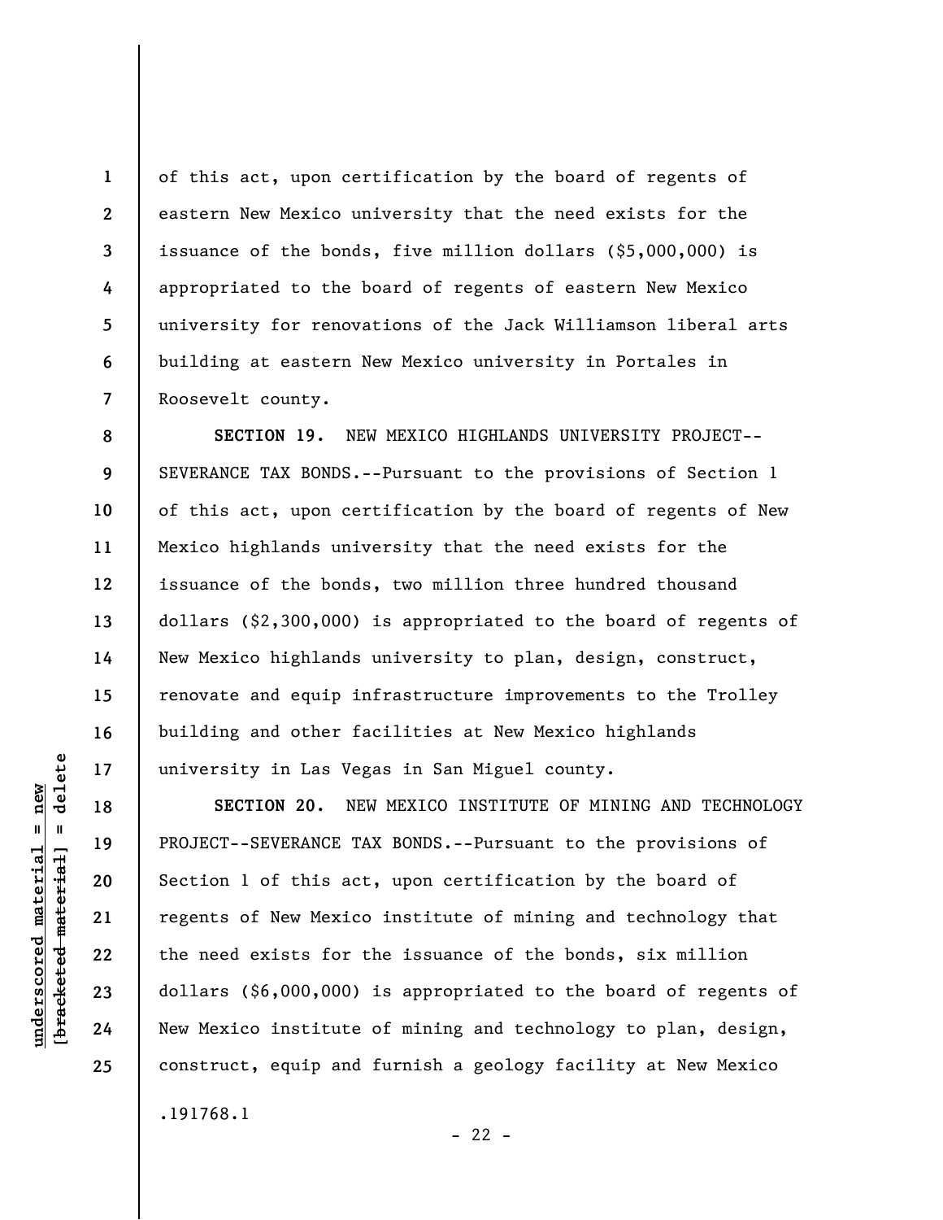of this act, upon certification by the board of regents of eastern New Mexico university that the need exists for the issuance of the bonds, five million dollars ($5,000,000) is appropriated to the board of regents of eastern New Mexico university for renovations of the Jack Williamson liberal arts building at eastern New Mexico university in Portales in Roosevelt county.

**SECTION 19.** NEW MEXICO HIGHLANDS UNIVERSITY PROJECT--SEVERANCE TAX BONDS.--Pursuant to the provisions of Section 1 of this act, upon certification by the board of regents of New Mexico highlands university that the need exists for the issuance of the bonds, two million three hundred thousand dollars ($2,300,000) is appropriated to the board of regents of New Mexico highlands university to plan, design, construct, renovate and equip infrastructure improvements to the Trolley building and other facilities at New Mexico highlands university in Las Vegas in San Miguel county.

**SECTION 20.** NEW MEXICO INSTITUTE OF MINING AND TECHNOLOGY PROJECT--SEVERANCE TAX BONDS.--Pursuant to the provisions of Section 1 of this act, upon certification by the board of regents of New Mexico institute of mining and technology that the need exists for the issuance of the bonds, six million dollars ($6,000,000) is appropriated to the board of regents of New Mexico institute of mining and technology to plan, design, construct, equip and furnish a geology facility at New Mexico

.191768.1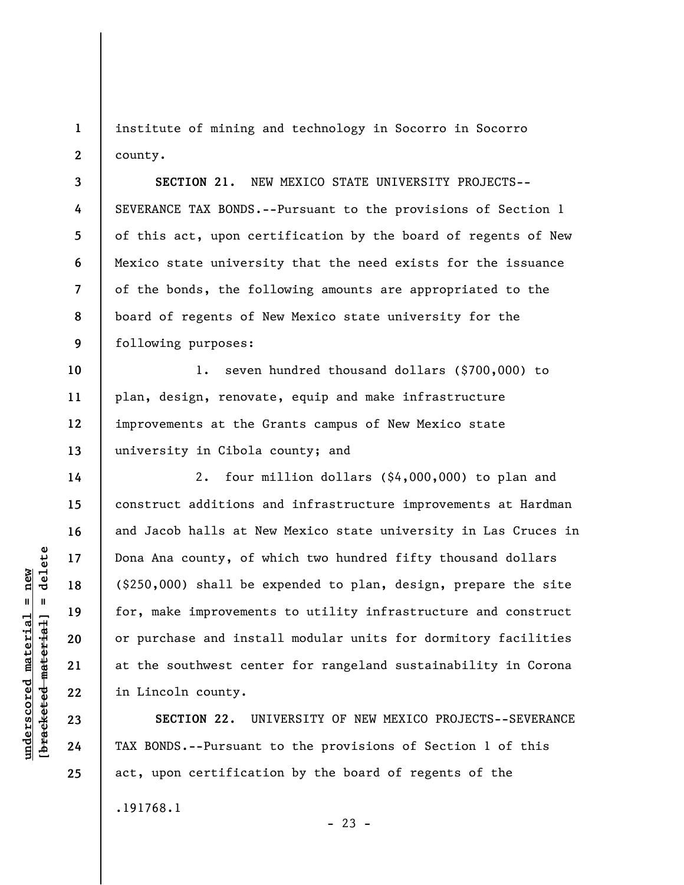institute of mining and technology in Socorro in Socorro county.

**SECTION 21.** NEW MEXICO STATE UNIVERSITY PROJECTS--SEVERANCE TAX BONDS.--Pursuant to the provisions of Section 1 of this act, upon certification by the board of regents of New Mexico state university that the need exists for the issuance of the bonds, the following amounts are appropriated to the board of regents of New Mexico state university for the following purposes:

1. seven hundred thousand dollars ($700,000) to plan, design, renovate, equip and make infrastructure improvements at the Grants campus of New Mexico state university in Cibola county; and

2. four million dollars ($4,000,000) to plan and construct additions and infrastructure improvements at Hardman and Jacob halls at New Mexico state university in Las Cruces in Dona Ana county, of which two hundred fifty thousand dollars ($250,000) shall be expended to plan, design, prepare the site for, make improvements to utility infrastructure and construct or purchase and install modular units for dormitory facilities at the southwest center for rangeland sustainability in Corona in Lincoln county.

**SECTION 22.** UNIVERSITY OF NEW MEXICO PROJECTS--SEVERANCE TAX BONDS.--Pursuant to the provisions of Section 1 of this act, upon certification by the board of regents of the

.191768.1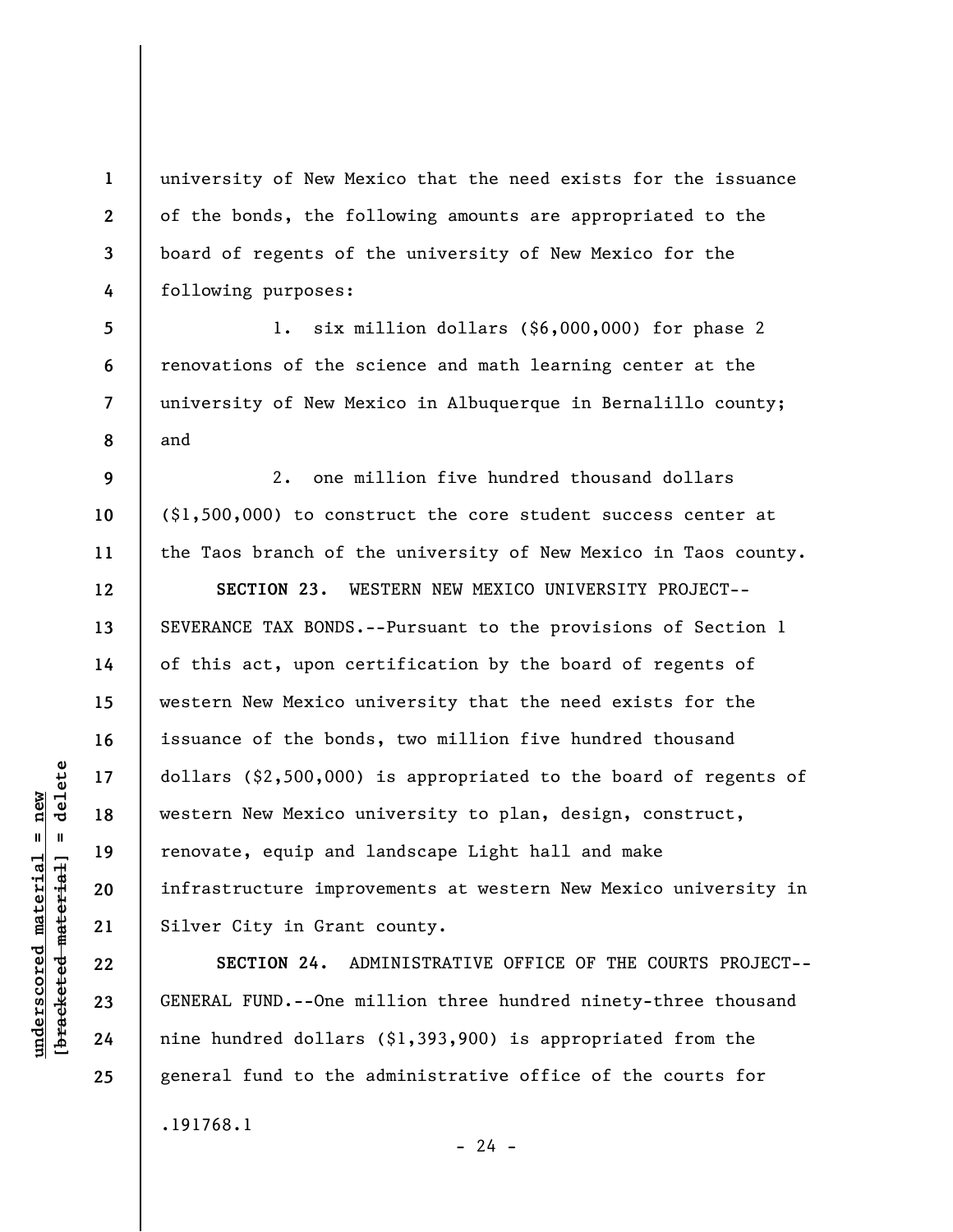university of New Mexico that the need exists for the issuance of the bonds, the following amounts are appropriated to the board of regents of the university of New Mexico for the following purposes:

1. six million dollars ($6,000,000) for phase 2 renovations of the science and math learning center at the university of New Mexico in Albuquerque in Bernalillo county; and

2. one million five hundred thousand dollars ($1,500,000) to construct the core student success center at the Taos branch of the university of New Mexico in Taos county.

**SECTION 23.** WESTERN NEW MEXICO UNIVERSITY PROJECT--SEVERANCE TAX BONDS.--Pursuant to the provisions of Section 1 of this act, upon certification by the board of regents of western New Mexico university that the need exists for the issuance of the bonds, two million five hundred thousand dollars ($2,500,000) is appropriated to the board of regents of western New Mexico university to plan, design, construct, renovate, equip and landscape Light hall and make infrastructure improvements at western New Mexico university in Silver City in Grant county.

**SECTION 24.** ADMINISTRATIVE OFFICE OF THE COURTS PROJECT--GENERAL FUND.--One million three hundred ninety-three thousand nine hundred dollars ($1,393,900) is appropriated from the general fund to the administrative office of the courts for

.191768.1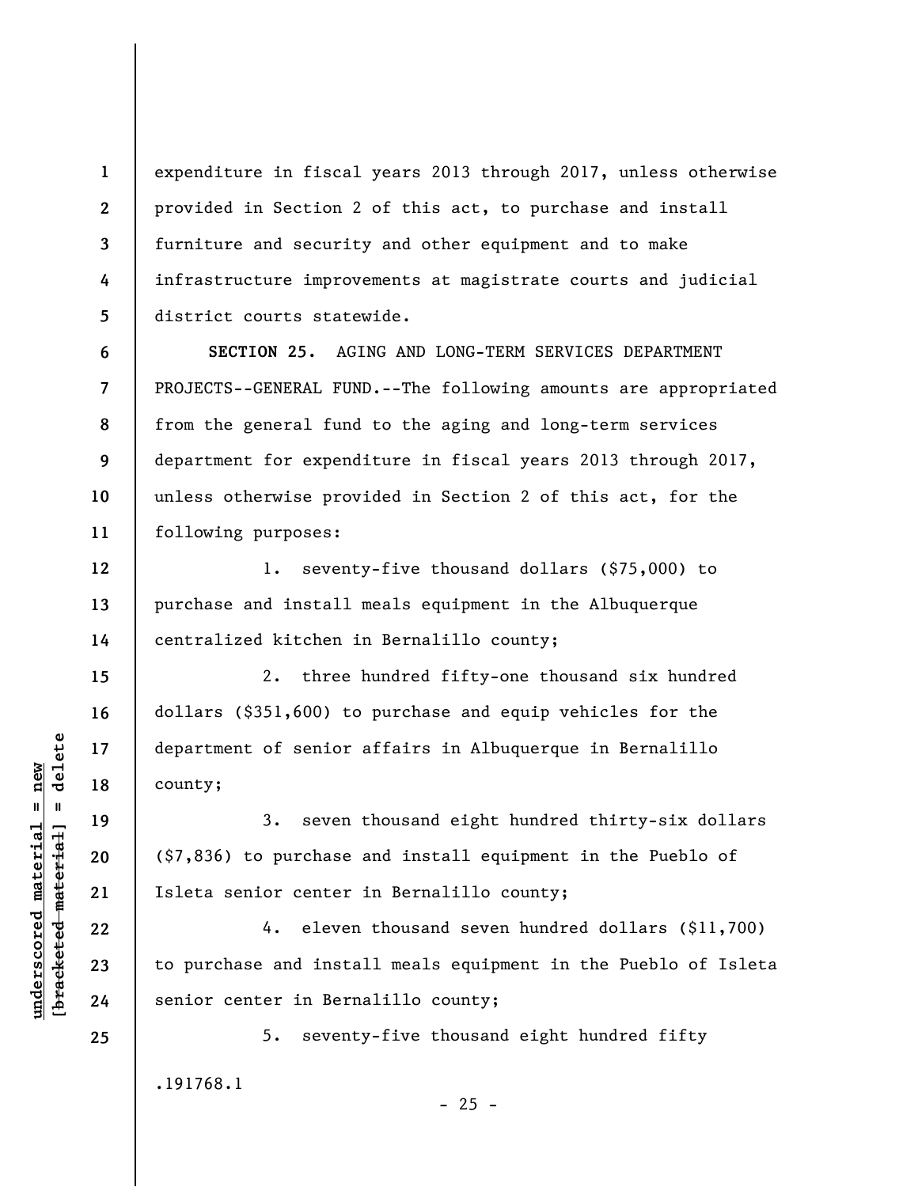expenditure in fiscal years 2013 through 2017, unless otherwise provided in Section 2 of this act, to purchase and install furniture and security and other equipment and to make infrastructure improvements at magistrate courts and judicial district courts statewide.

**SECTION 25.** AGING AND LONG-TERM SERVICES DEPARTMENT PROJECTS--GENERAL FUND.--The following amounts are appropriated from the general fund to the aging and long-term services department for expenditure in fiscal years 2013 through 2017, unless otherwise provided in Section 2 of this act, for the following purposes:

1. seventy-five thousand dollars ($75,000) to purchase and install meals equipment in the Albuquerque centralized kitchen in Bernalillo county;

2. three hundred fifty-one thousand six hundred dollars ($351,600) to purchase and equip vehicles for the department of senior affairs in Albuquerque in Bernalillo county;

3. seven thousand eight hundred thirty-six dollars ($7,836) to purchase and install equipment in the Pueblo of Isleta senior center in Bernalillo county;

4. eleven thousand seven hundred dollars ($11,700) to purchase and install meals equipment in the Pueblo of Isleta senior center in Bernalillo county;

5. seventy-five thousand eight hundred fifty

.191768.1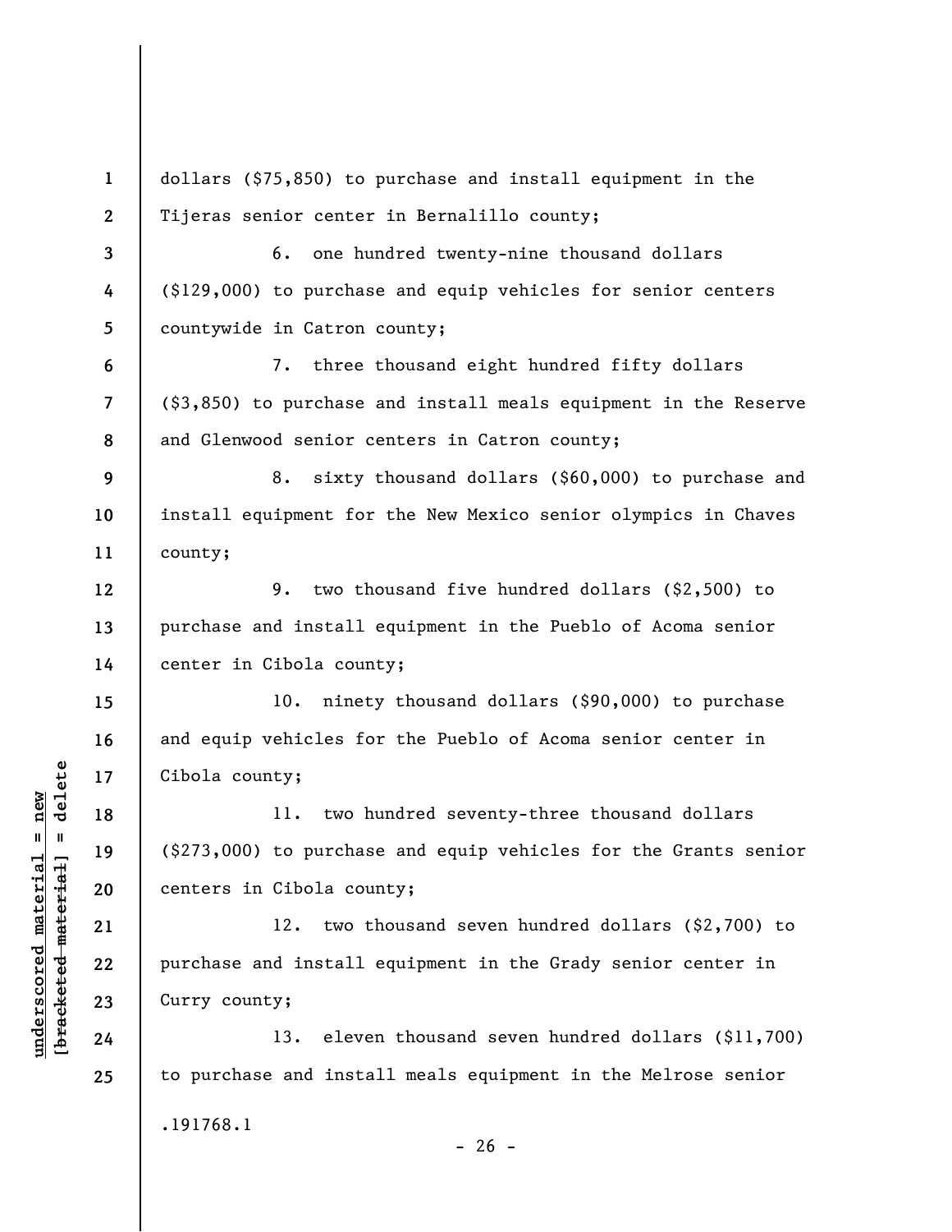dollars ($75,850) to purchase and install equipment in the Tijeras senior center in Bernalillo county;

6. one hundred twenty-nine thousand dollars ($129,000) to purchase and equip vehicles for senior centers countywide in Catron county;

7. three thousand eight hundred fifty dollars ($3,850) to purchase and install meals equipment in the Reserve and Glenwood senior centers in Catron county;

8. sixty thousand dollars ($60,000) to purchase and install equipment for the New Mexico senior olympics in Chaves county;

9. two thousand five hundred dollars ($2,500) to purchase and install equipment in the Pueblo of Acoma senior center in Cibola county;

10. ninety thousand dollars ($90,000) to purchase and equip vehicles for the Pueblo of Acoma senior center in Cibola county;

11. two hundred seventy-three thousand dollars ($273,000) to purchase and equip vehicles for the Grants senior centers in Cibola county;

12. two thousand seven hundred dollars ($2,700) to purchase and install equipment in the Grady senior center in Curry county;

13. eleven thousand seven hundred dollars ($11,700) to purchase and install meals equipment in the Melrose senior

.191768.1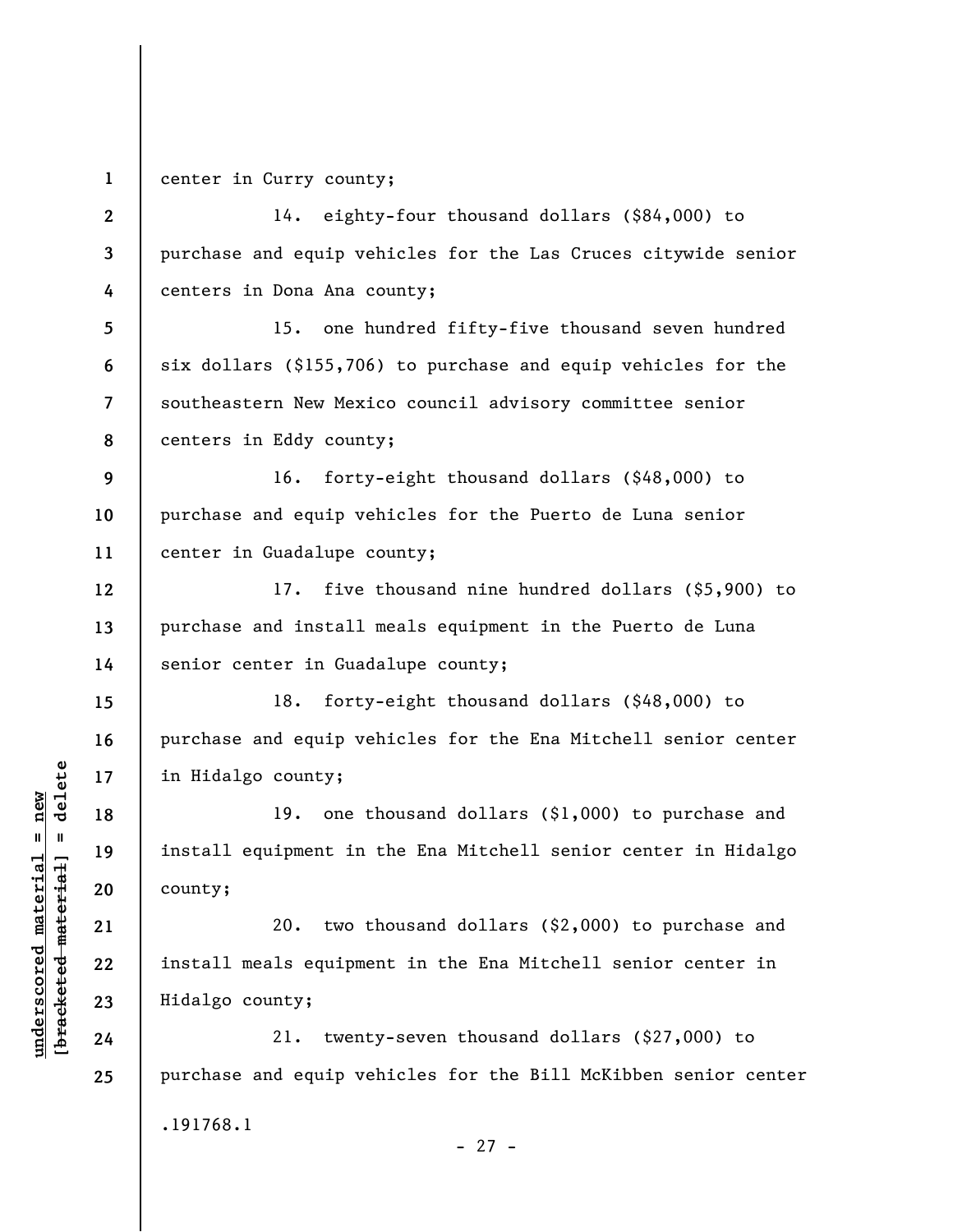center in Curry county;

14. eighty-four thousand dollars ($84,000) to purchase and equip vehicles for the Las Cruces citywide senior centers in Dona Ana county;

15. one hundred fifty-five thousand seven hundred six dollars ($155,706) to purchase and equip vehicles for the southeastern New Mexico council advisory committee senior centers in Eddy county;

16. forty-eight thousand dollars ($48,000) to purchase and equip vehicles for the Puerto de Luna senior center in Guadalupe county;

17. five thousand nine hundred dollars ($5,900) to purchase and install meals equipment in the Puerto de Luna senior center in Guadalupe county;

18. forty-eight thousand dollars ($48,000) to purchase and equip vehicles for the Ena Mitchell senior center in Hidalgo county;

19. one thousand dollars ($1,000) to purchase and install equipment in the Ena Mitchell senior center in Hidalgo county;

20. two thousand dollars ($2,000) to purchase and install meals equipment in the Ena Mitchell senior center in Hidalgo county;

21. twenty-seven thousand dollars ($27,000) to purchase and equip vehicles for the Bill McKibben senior center

.191768.1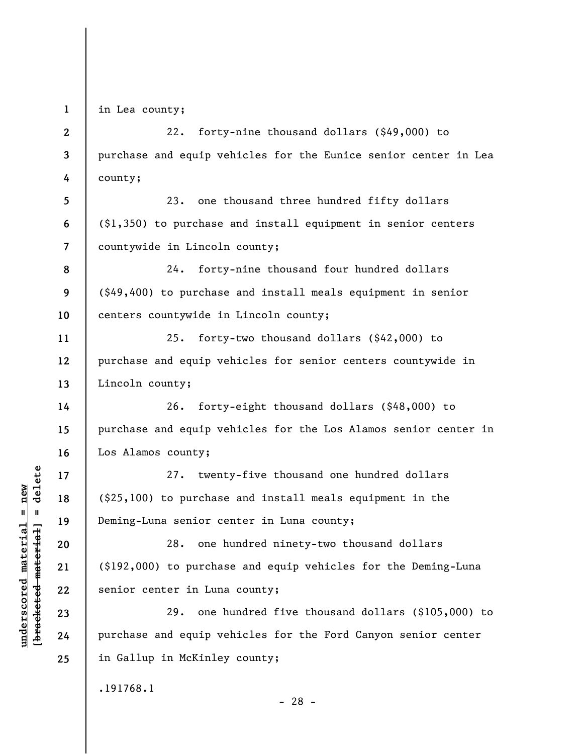in Lea county;

22. forty-nine thousand dollars ($49,000) to purchase and equip vehicles for the Eunice senior center in Lea county;

23. one thousand three hundred fifty dollars ($1,350) to purchase and install equipment in senior centers countywide in Lincoln county;

24. forty-nine thousand four hundred dollars ($49,400) to purchase and install meals equipment in senior centers countywide in Lincoln county;

25. forty-two thousand dollars ($42,000) to purchase and equip vehicles for senior centers countywide in Lincoln county;

26. forty-eight thousand dollars ($48,000) to purchase and equip vehicles for the Los Alamos senior center in Los Alamos county;

27. twenty-five thousand one hundred dollars ($25,100) to purchase and install meals equipment in the Deming-Luna senior center in Luna county;

28. one hundred ninety-two thousand dollars ($192,000) to purchase and equip vehicles for the Deming-Luna senior center in Luna county;

29. one hundred five thousand dollars ($105,000) to purchase and equip vehicles for the Ford Canyon senior center in Gallup in McKinley county;

.191768.1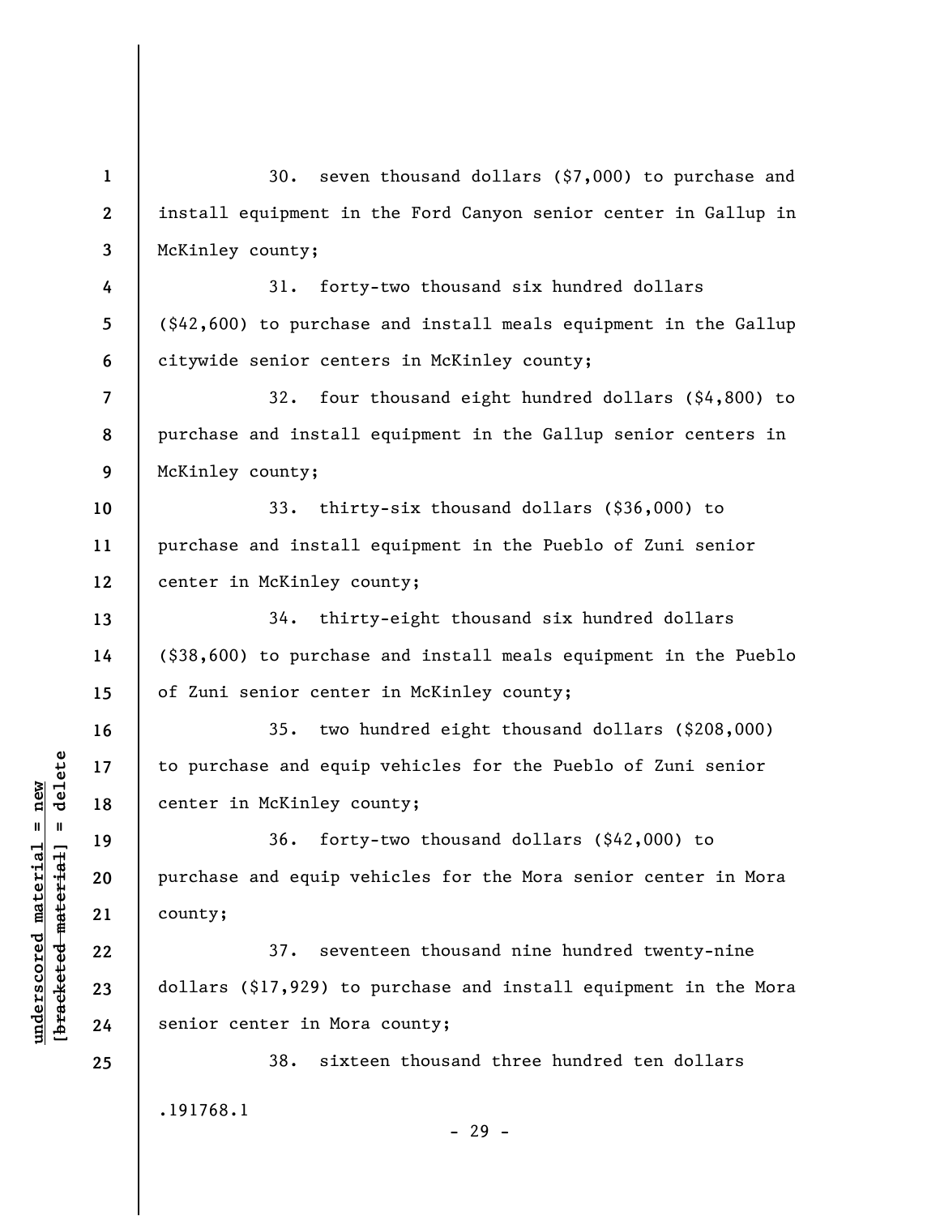30. seven thousand dollars ($7,000) to purchase and install equipment in the Ford Canyon senior center in Gallup in McKinley county;

31. forty-two thousand six hundred dollars ($42,600) to purchase and install meals equipment in the Gallup citywide senior centers in McKinley county;

32. four thousand eight hundred dollars ($4,800) to purchase and install equipment in the Gallup senior centers in McKinley county;

33. thirty-six thousand dollars ($36,000) to purchase and install equipment in the Pueblo of Zuni senior center in McKinley county;

34. thirty-eight thousand six hundred dollars ($38,600) to purchase and install meals equipment in the Pueblo of Zuni senior center in McKinley county;

35. two hundred eight thousand dollars ($208,000) to purchase and equip vehicles for the Pueblo of Zuni senior center in McKinley county;

36. forty-two thousand dollars ($42,000) to purchase and equip vehicles for the Mora senior center in Mora county;

37. seventeen thousand nine hundred twenty-nine dollars ($17,929) to purchase and install equipment in the Mora senior center in Mora county;

38. sixteen thousand three hundred ten dollars

.191768.1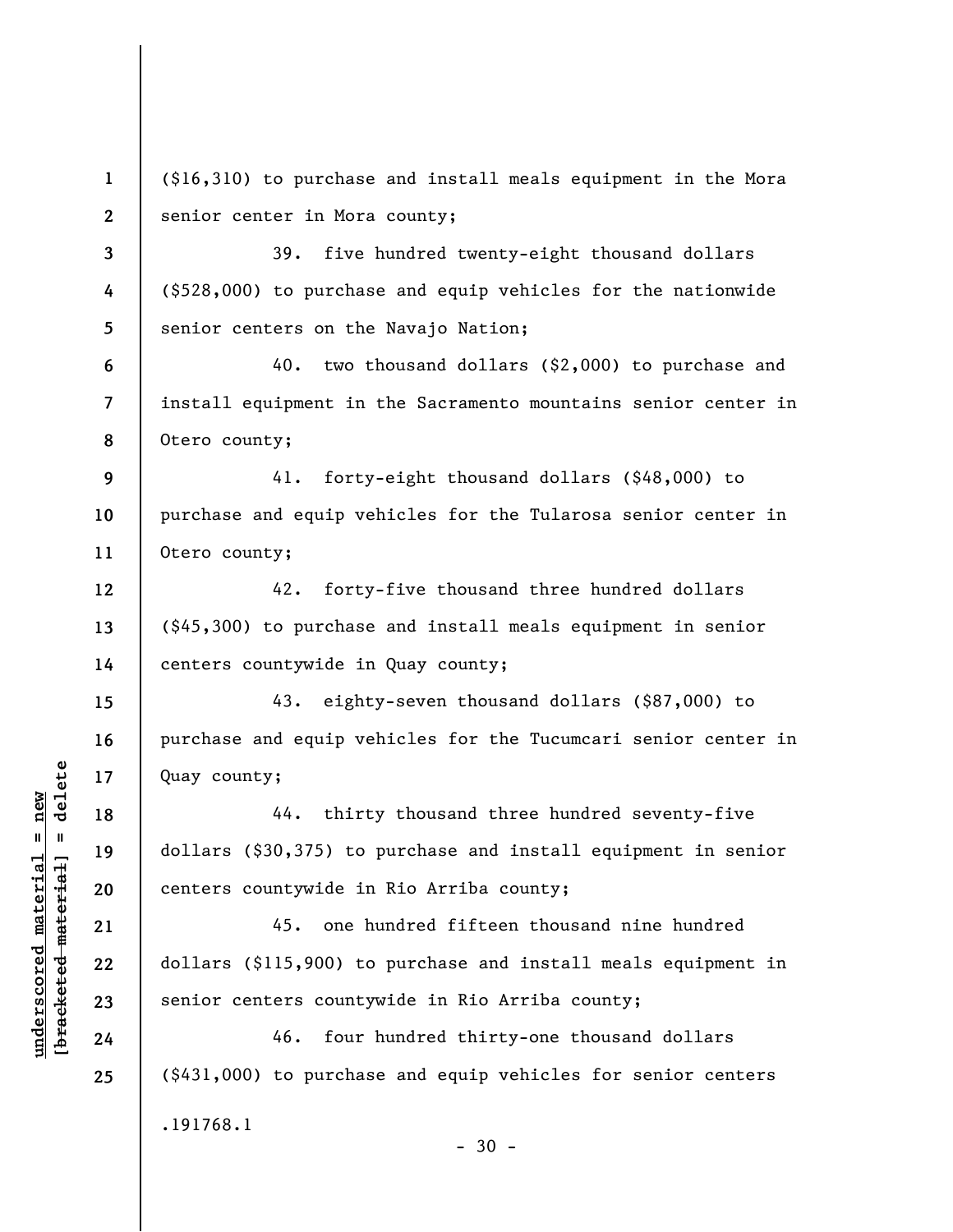($16,310) to purchase and install meals equipment in the Mora senior center in Mora county;

39. five hundred twenty-eight thousand dollars ($528,000) to purchase and equip vehicles for the nationwide senior centers on the Navajo Nation;

40. two thousand dollars ($2,000) to purchase and install equipment in the Sacramento mountains senior center in Otero county;

41. forty-eight thousand dollars ($48,000) to purchase and equip vehicles for the Tularosa senior center in Otero county;

42. forty-five thousand three hundred dollars ($45,300) to purchase and install meals equipment in senior centers countywide in Quay county;

43. eighty-seven thousand dollars ($87,000) to purchase and equip vehicles for the Tucumcari senior center in Quay county;

44. thirty thousand three hundred seventy-five dollars ($30,375) to purchase and install equipment in senior centers countywide in Rio Arriba county;

45. one hundred fifteen thousand nine hundred dollars ($115,900) to purchase and install meals equipment in senior centers countywide in Rio Arriba county;

46. four hundred thirty-one thousand dollars ($431,000) to purchase and equip vehicles for senior centers

.191768.1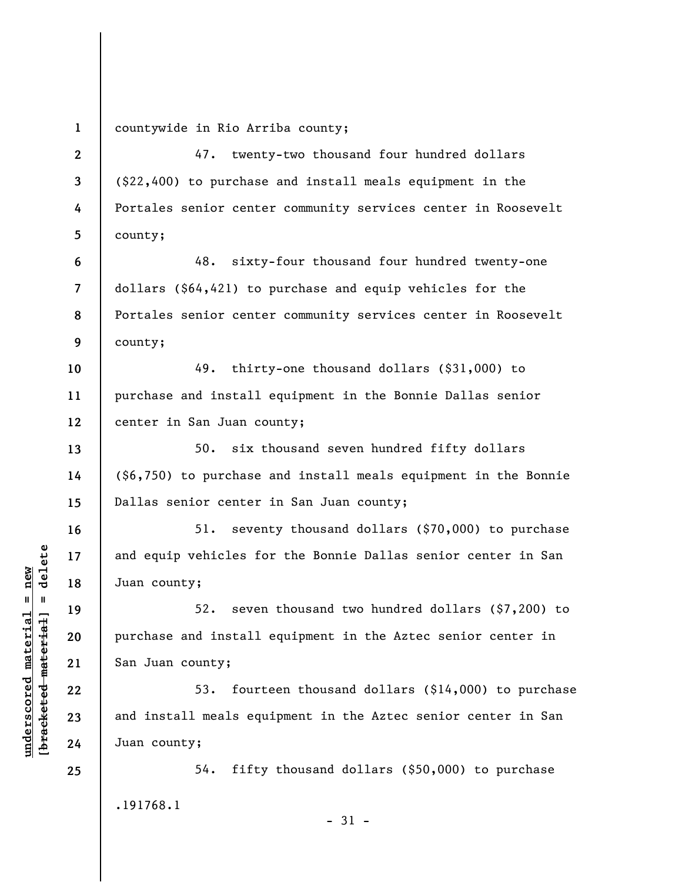countywide in Rio Arriba county;

47. twenty-two thousand four hundred dollars ($22,400) to purchase and install meals equipment in the Portales senior center community services center in Roosevelt county;

48. sixty-four thousand four hundred twenty-one dollars ($64,421) to purchase and equip vehicles for the Portales senior center community services center in Roosevelt county;

49. thirty-one thousand dollars ($31,000) to purchase and install equipment in the Bonnie Dallas senior center in San Juan county;

50. six thousand seven hundred fifty dollars ($6,750) to purchase and install meals equipment in the Bonnie Dallas senior center in San Juan county;

51. seventy thousand dollars ($70,000) to purchase and equip vehicles for the Bonnie Dallas senior center in San Juan county;

52. seven thousand two hundred dollars ($7,200) to purchase and install equipment in the Aztec senior center in San Juan county;

53. fourteen thousand dollars ($14,000) to purchase and install meals equipment in the Aztec senior center in San Juan county;

54. fifty thousand dollars ($50,000) to purchase

.191768.1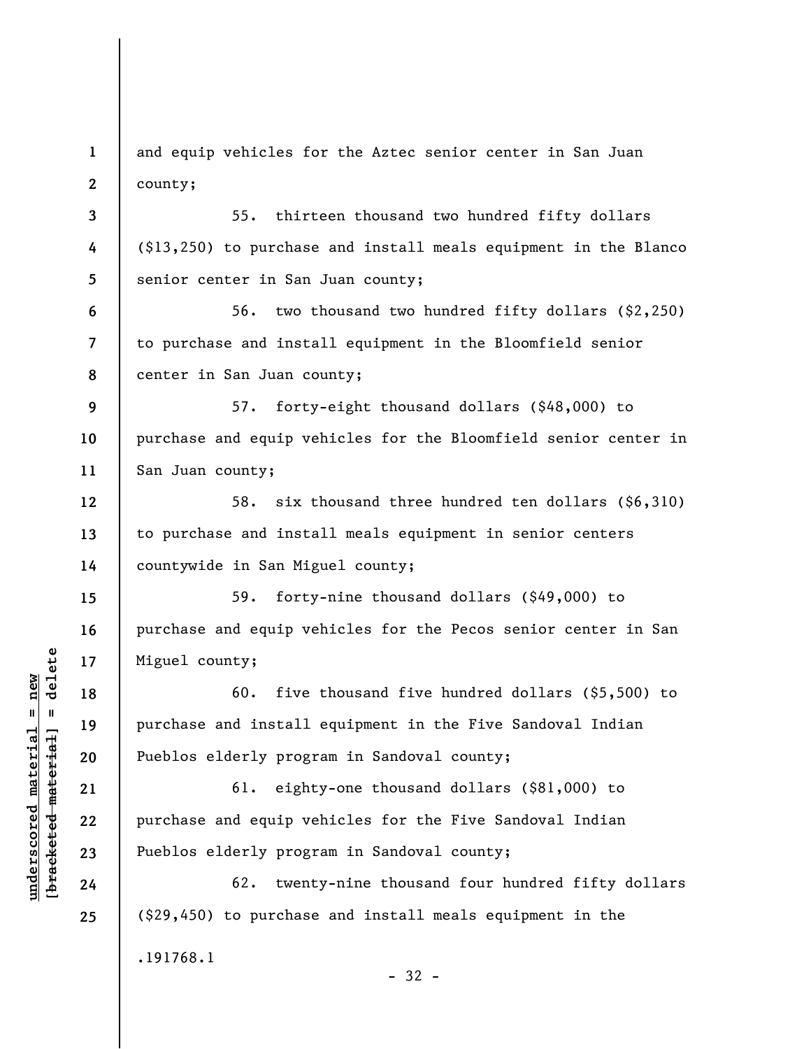and equip vehicles for the Aztec senior center in San Juan county;

55. thirteen thousand two hundred fifty dollars ($13,250) to purchase and install meals equipment in the Blanco senior center in San Juan county;

56. two thousand two hundred fifty dollars ($2,250) to purchase and install equipment in the Bloomfield senior center in San Juan county;

57. forty-eight thousand dollars ($48,000) to purchase and equip vehicles for the Bloomfield senior center in San Juan county;

58. six thousand three hundred ten dollars ($6,310) to purchase and install meals equipment in senior centers countywide in San Miguel county;

59. forty-nine thousand dollars ($49,000) to purchase and equip vehicles for the Pecos senior center in San Miguel county;

60. five thousand five hundred dollars ($5,500) to purchase and install equipment in the Five Sandoval Indian Pueblos elderly program in Sandoval county;

61. eighty-one thousand dollars ($81,000) to purchase and equip vehicles for the Five Sandoval Indian Pueblos elderly program in Sandoval county;

62. twenty-nine thousand four hundred fifty dollars ($29,450) to purchase and install meals equipment in the

.191768.1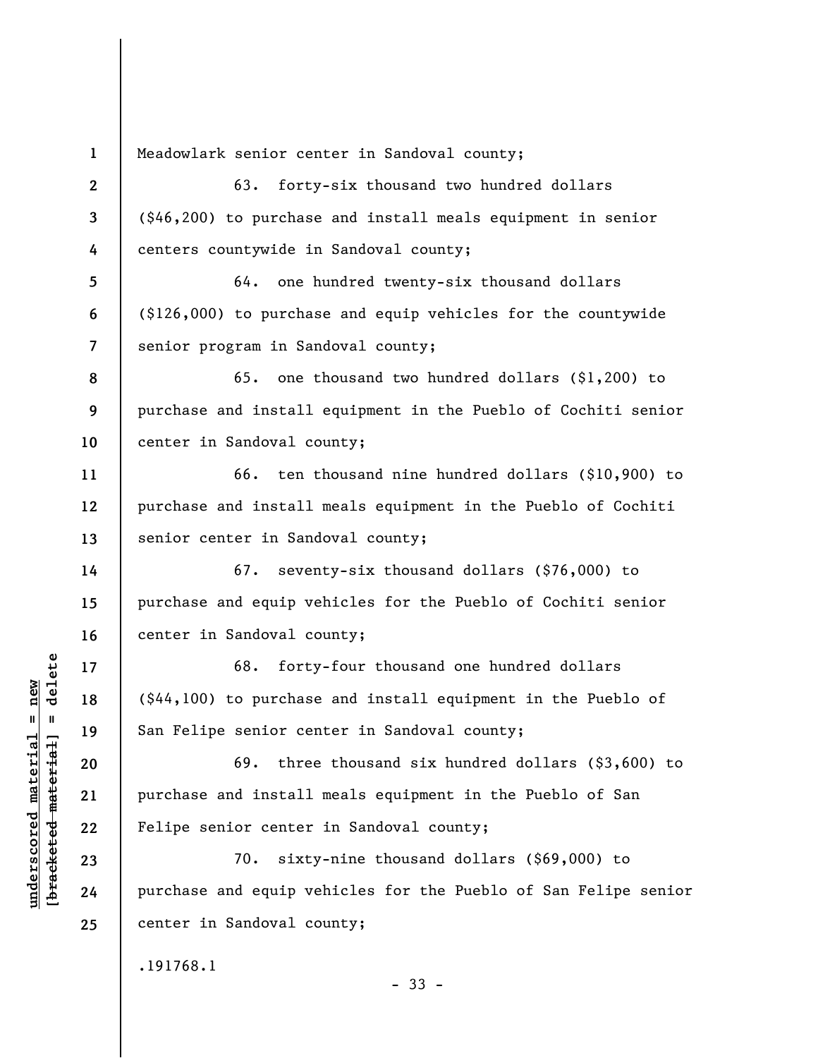Meadowlark senior center in Sandoval county;

63. forty-six thousand two hundred dollars ($46,200) to purchase and install meals equipment in senior centers countywide in Sandoval county;

64. one hundred twenty-six thousand dollars ($126,000) to purchase and equip vehicles for the countywide senior program in Sandoval county;

65. one thousand two hundred dollars ($1,200) to purchase and install equipment in the Pueblo of Cochiti senior center in Sandoval county;

66. ten thousand nine hundred dollars ($10,900) to purchase and install meals equipment in the Pueblo of Cochiti senior center in Sandoval county;

67. seventy-six thousand dollars ($76,000) to purchase and equip vehicles for the Pueblo of Cochiti senior center in Sandoval county;

68. forty-four thousand one hundred dollars ($44,100) to purchase and install equipment in the Pueblo of San Felipe senior center in Sandoval county;

69. three thousand six hundred dollars ($3,600) to purchase and install meals equipment in the Pueblo of San Felipe senior center in Sandoval county;

70. sixty-nine thousand dollars ($69,000) to purchase and equip vehicles for the Pueblo of San Felipe senior center in Sandoval county;

.191768.1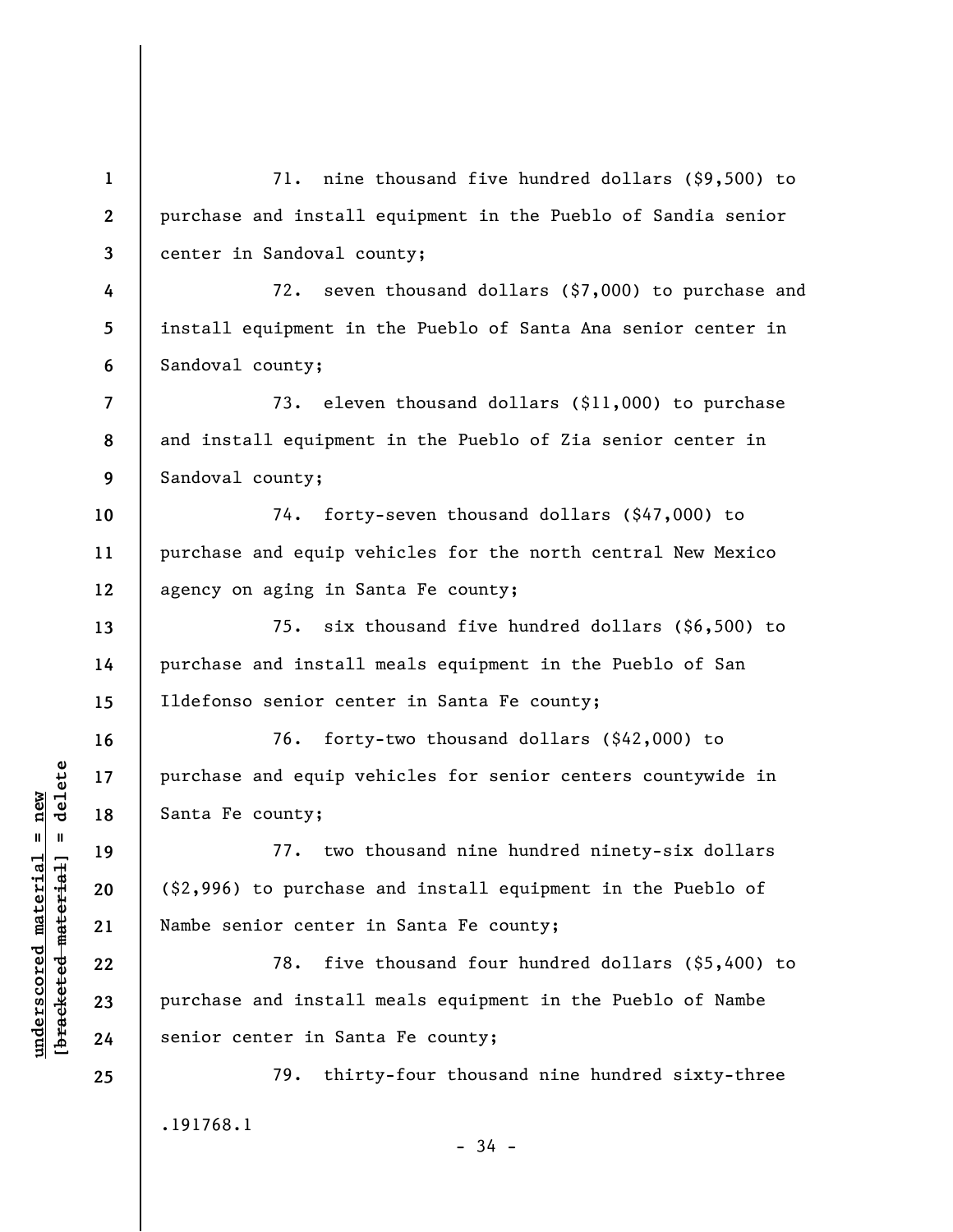71. nine thousand five hundred dollars ($9,500) to purchase and install equipment in the Pueblo of Sandia senior center in Sandoval county;

72. seven thousand dollars ($7,000) to purchase and install equipment in the Pueblo of Santa Ana senior center in Sandoval county;

73. eleven thousand dollars ($11,000) to purchase and install equipment in the Pueblo of Zia senior center in Sandoval county;

74. forty-seven thousand dollars ($47,000) to purchase and equip vehicles for the north central New Mexico agency on aging in Santa Fe county;

75. six thousand five hundred dollars ($6,500) to purchase and install meals equipment in the Pueblo of San Ildefonso senior center in Santa Fe county;

76. forty-two thousand dollars ($42,000) to purchase and equip vehicles for senior centers countywide in Santa Fe county;

77. two thousand nine hundred ninety-six dollars ($2,996) to purchase and install equipment in the Pueblo of Nambe senior center in Santa Fe county;

78. five thousand four hundred dollars ($5,400) to purchase and install meals equipment in the Pueblo of Nambe senior center in Santa Fe county;

79. thirty-four thousand nine hundred sixty-three

.191768.1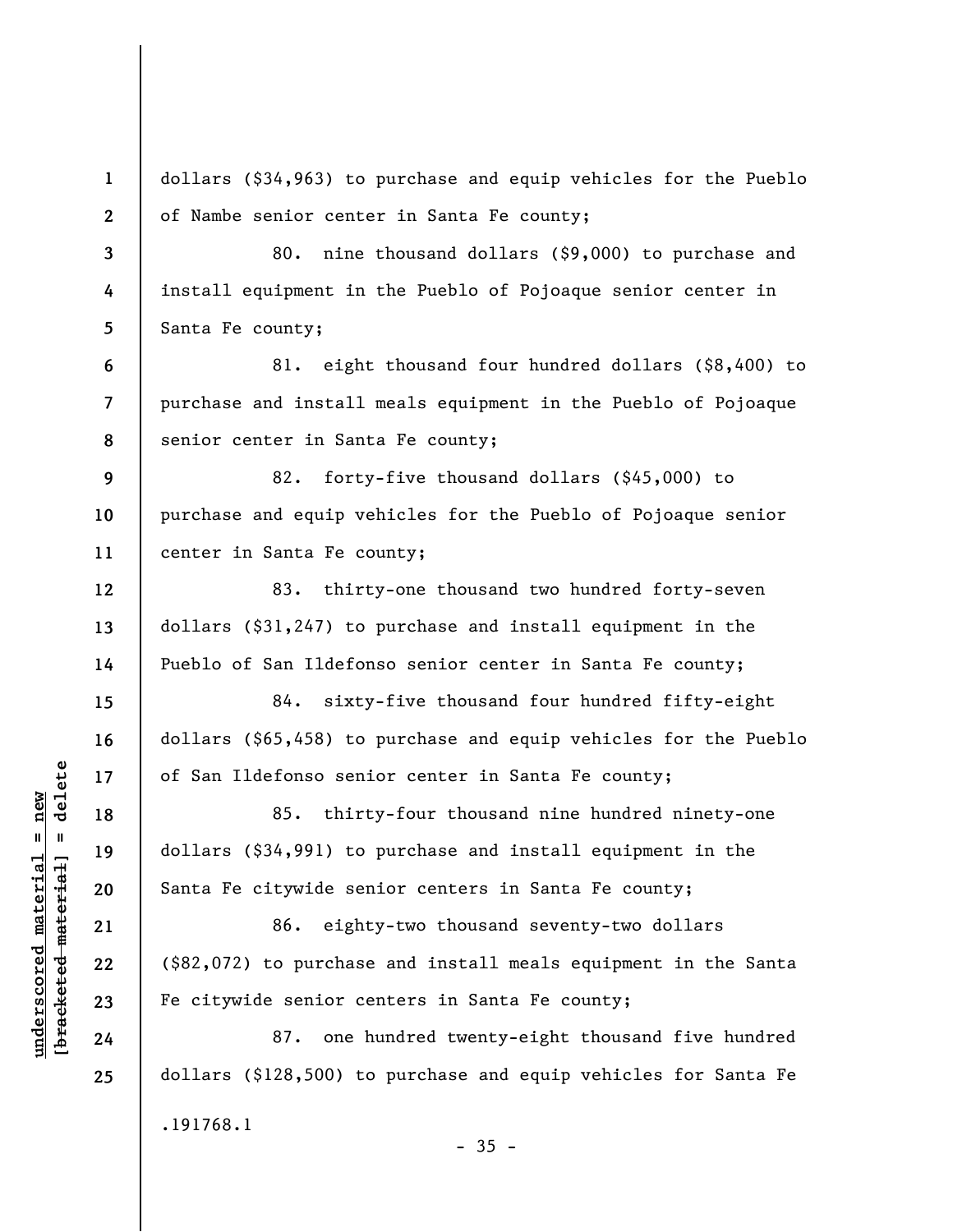dollars ($34,963) to purchase and equip vehicles for the Pueblo of Nambe senior center in Santa Fe county;

80. nine thousand dollars ($9,000) to purchase and install equipment in the Pueblo of Pojoaque senior center in Santa Fe county;

81. eight thousand four hundred dollars ($8,400) to purchase and install meals equipment in the Pueblo of Pojoaque senior center in Santa Fe county;

82. forty-five thousand dollars ($45,000) to purchase and equip vehicles for the Pueblo of Pojoaque senior center in Santa Fe county;

83. thirty-one thousand two hundred forty-seven dollars ($31,247) to purchase and install equipment in the Pueblo of San Ildefonso senior center in Santa Fe county;

84. sixty-five thousand four hundred fifty-eight dollars ($65,458) to purchase and equip vehicles for the Pueblo of San Ildefonso senior center in Santa Fe county;

85. thirty-four thousand nine hundred ninety-one dollars ($34,991) to purchase and install equipment in the Santa Fe citywide senior centers in Santa Fe county;

86. eighty-two thousand seventy-two dollars ($82,072) to purchase and install meals equipment in the Santa Fe citywide senior centers in Santa Fe county;

87. one hundred twenty-eight thousand five hundred dollars ($128,500) to purchase and equip vehicles for Santa Fe

.191768.1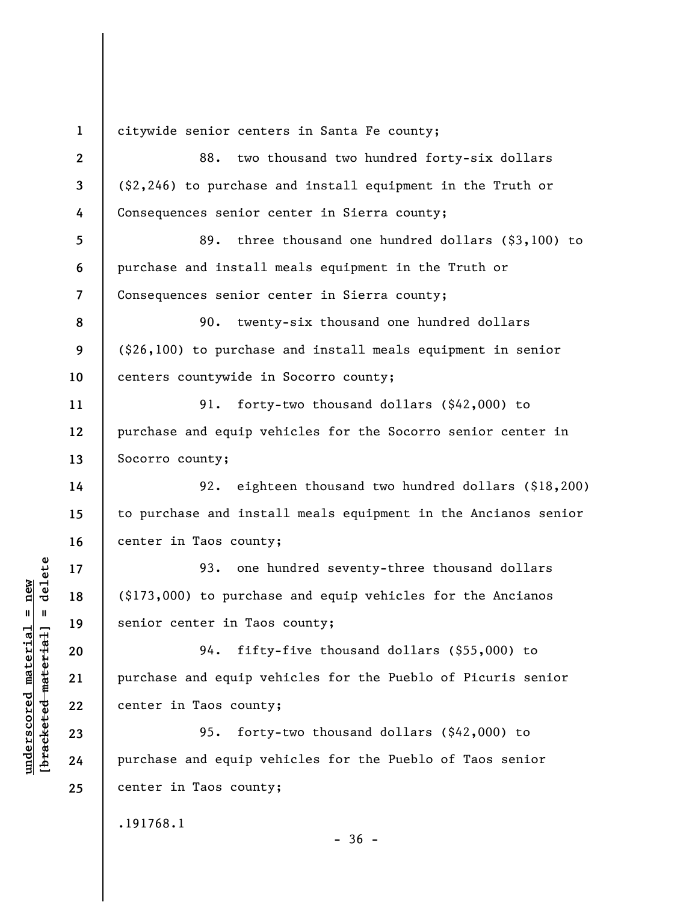citywide senior centers in Santa Fe county;

88. two thousand two hundred forty-six dollars ($2,246) to purchase and install equipment in the Truth or Consequences senior center in Sierra county;

89. three thousand one hundred dollars ($3,100) to purchase and install meals equipment in the Truth or Consequences senior center in Sierra county;

90. twenty-six thousand one hundred dollars ($26,100) to purchase and install meals equipment in senior centers countywide in Socorro county;

91. forty-two thousand dollars ($42,000) to purchase and equip vehicles for the Socorro senior center in Socorro county;

92. eighteen thousand two hundred dollars ($18,200) to purchase and install meals equipment in the Ancianos senior center in Taos county;

93. one hundred seventy-three thousand dollars ($173,000) to purchase and equip vehicles for the Ancianos senior center in Taos county;

94. fifty-five thousand dollars ($55,000) to purchase and equip vehicles for the Pueblo of Picuris senior center in Taos county;

95. forty-two thousand dollars ($42,000) to purchase and equip vehicles for the Pueblo of Taos senior center in Taos county;

.191768.1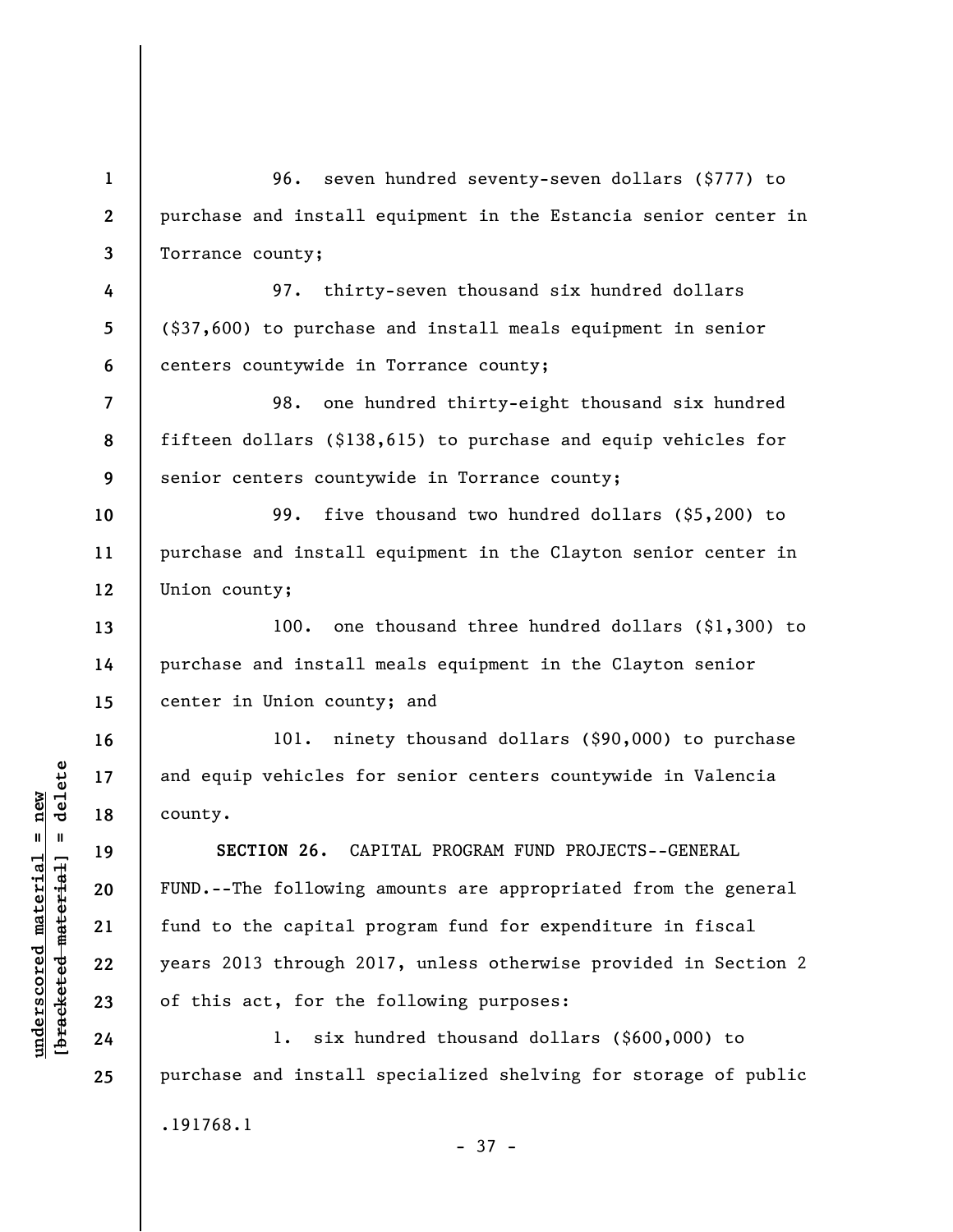96. seven hundred seventy-seven dollars ($777) to purchase and install equipment in the Estancia senior center in Torrance county;

97. thirty-seven thousand six hundred dollars ($37,600) to purchase and install meals equipment in senior centers countywide in Torrance county;

98. one hundred thirty-eight thousand six hundred fifteen dollars ($138,615) to purchase and equip vehicles for senior centers countywide in Torrance county;

99. five thousand two hundred dollars ($5,200) to purchase and install equipment in the Clayton senior center in Union county;

100. one thousand three hundred dollars ($1,300) to purchase and install meals equipment in the Clayton senior center in Union county; and

101. ninety thousand dollars ($90,000) to purchase and equip vehicles for senior centers countywide in Valencia county.

**SECTION 26.** CAPITAL PROGRAM FUND PROJECTS--GENERAL FUND.--The following amounts are appropriated from the general fund to the capital program fund for expenditure in fiscal years 2013 through 2017, unless otherwise provided in Section 2 of this act, for the following purposes:

1. six hundred thousand dollars ($600,000) to purchase and install specialized shelving for storage of public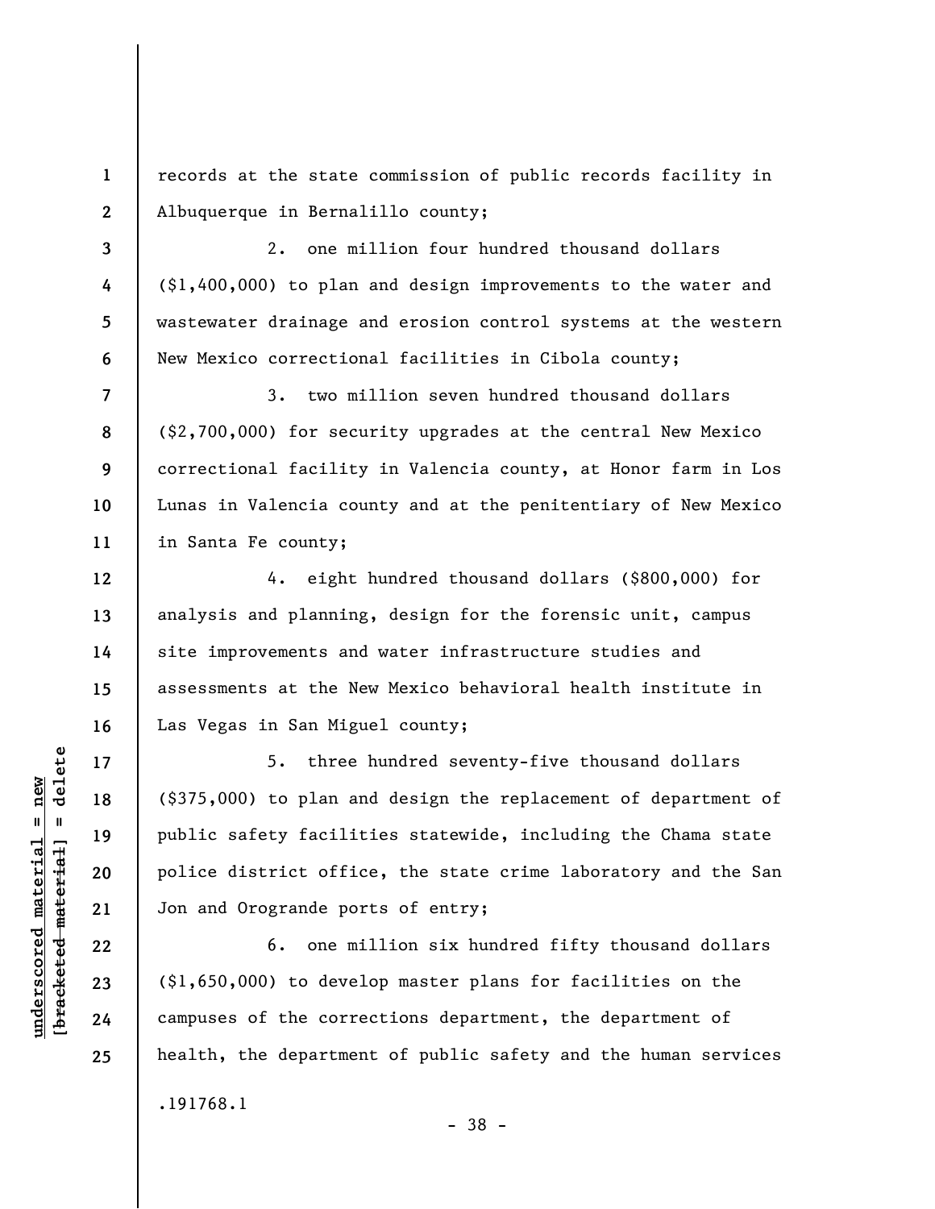records at the state commission of public records facility in Albuquerque in Bernalillo county;

2. one million four hundred thousand dollars ($1,400,000) to plan and design improvements to the water and wastewater drainage and erosion control systems at the western New Mexico correctional facilities in Cibola county;

3. two million seven hundred thousand dollars ($2,700,000) for security upgrades at the central New Mexico correctional facility in Valencia county, at Honor farm in Los Lunas in Valencia county and at the penitentiary of New Mexico in Santa Fe county;

4. eight hundred thousand dollars ($800,000) for analysis and planning, design for the forensic unit, campus site improvements and water infrastructure studies and assessments at the New Mexico behavioral health institute in Las Vegas in San Miguel county;

5. three hundred seventy-five thousand dollars ($375,000) to plan and design the replacement of department of public safety facilities statewide, including the Chama state police district office, the state crime laboratory and the San Jon and Orogrande ports of entry;

6. one million six hundred fifty thousand dollars ($1,650,000) to develop master plans for facilities on the campuses of the corrections department, the department of health, the department of public safety and the human services

.191768.1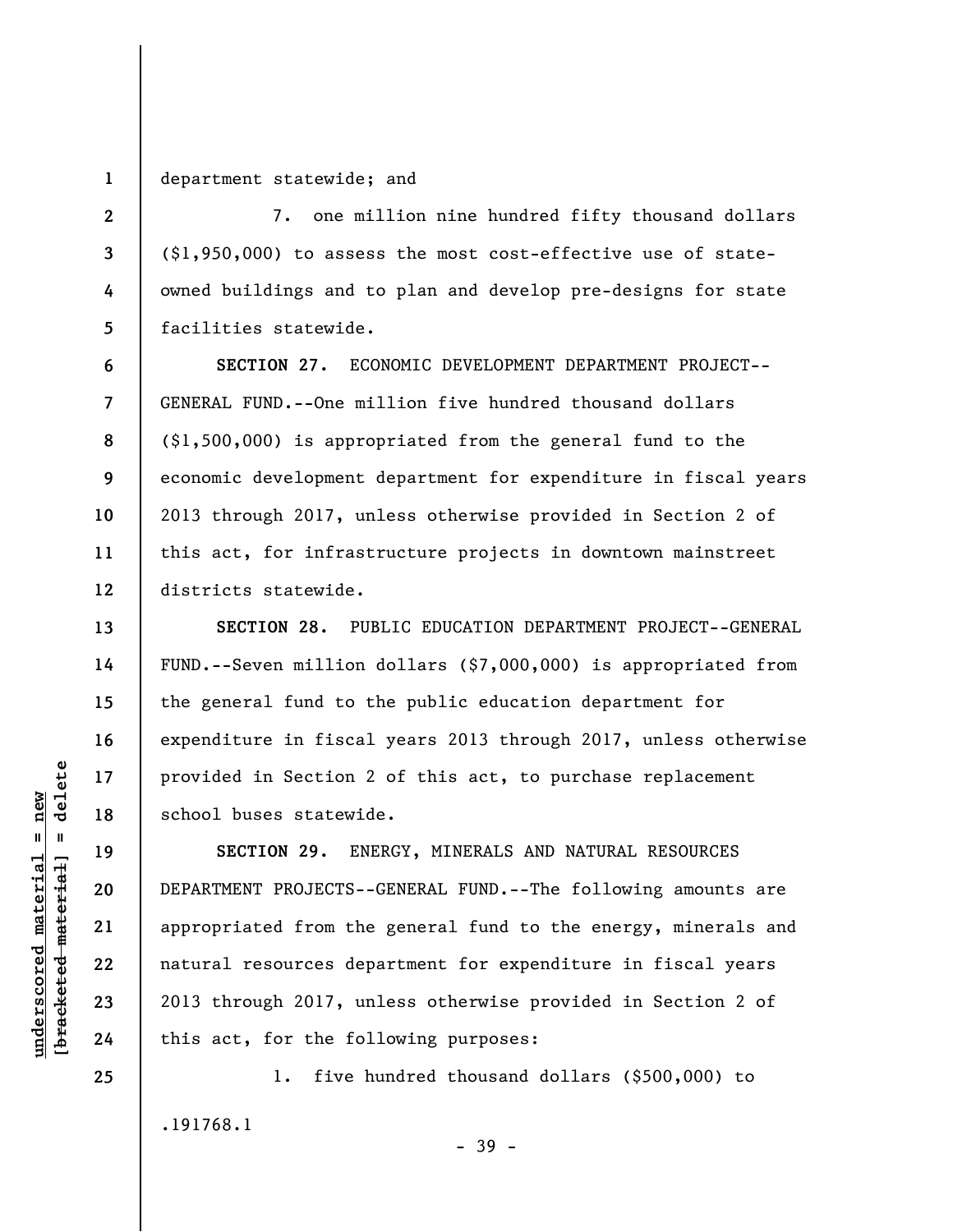department statewide; and

7. one million nine hundred fifty thousand dollars ($1,950,000) to assess the most cost-effective use of state-owned buildings and to plan and develop pre-designs for state facilities statewide.

**SECTION 27.** ECONOMIC DEVELOPMENT DEPARTMENT PROJECT--GENERAL FUND.--One million five hundred thousand dollars ($1,500,000) is appropriated from the general fund to the economic development department for expenditure in fiscal years 2013 through 2017, unless otherwise provided in Section 2 of this act, for infrastructure projects in downtown mainstreet districts statewide.

**SECTION 28.** PUBLIC EDUCATION DEPARTMENT PROJECT--GENERAL FUND.--Seven million dollars ($7,000,000) is appropriated from the general fund to the public education department for expenditure in fiscal years 2013 through 2017, unless otherwise provided in Section 2 of this act, to purchase replacement school buses statewide.

**SECTION 29.** ENERGY, MINERALS AND NATURAL RESOURCES DEPARTMENT PROJECTS--GENERAL FUND.--The following amounts are appropriated from the general fund to the energy, minerals and natural resources department for expenditure in fiscal years 2013 through 2017, unless otherwise provided in Section 2 of this act, for the following purposes:

1. five hundred thousand dollars ($500,000) to

.191768.1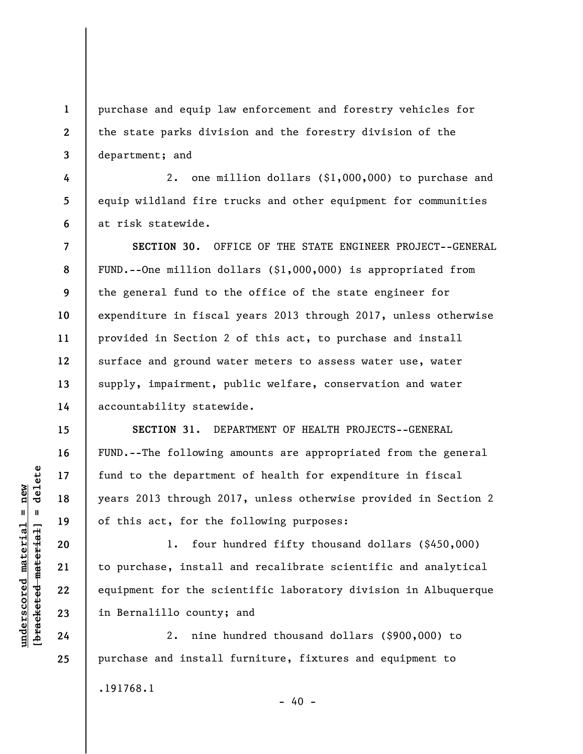purchase and equip law enforcement and forestry vehicles for the state parks division and the forestry division of the department; and

2. one million dollars ($1,000,000) to purchase and equip wildland fire trucks and other equipment for communities at risk statewide.

**SECTION 30.** OFFICE OF THE STATE ENGINEER PROJECT--GENERAL FUND.--One million dollars ($1,000,000) is appropriated from the general fund to the office of the state engineer for expenditure in fiscal years 2013 through 2017, unless otherwise provided in Section 2 of this act, to purchase and install surface and ground water meters to assess water use, water supply, impairment, public welfare, conservation and water accountability statewide.

**SECTION 31.** DEPARTMENT OF HEALTH PROJECTS--GENERAL FUND.--The following amounts are appropriated from the general fund to the department of health for expenditure in fiscal years 2013 through 2017, unless otherwise provided in Section 2 of this act, for the following purposes:

1. four hundred fifty thousand dollars ($450,000) to purchase, install and recalibrate scientific and analytical equipment for the scientific laboratory division in Albuquerque in Bernalillo county; and

2. nine hundred thousand dollars ($900,000) to purchase and install furniture, fixtures and equipment to

.191768.1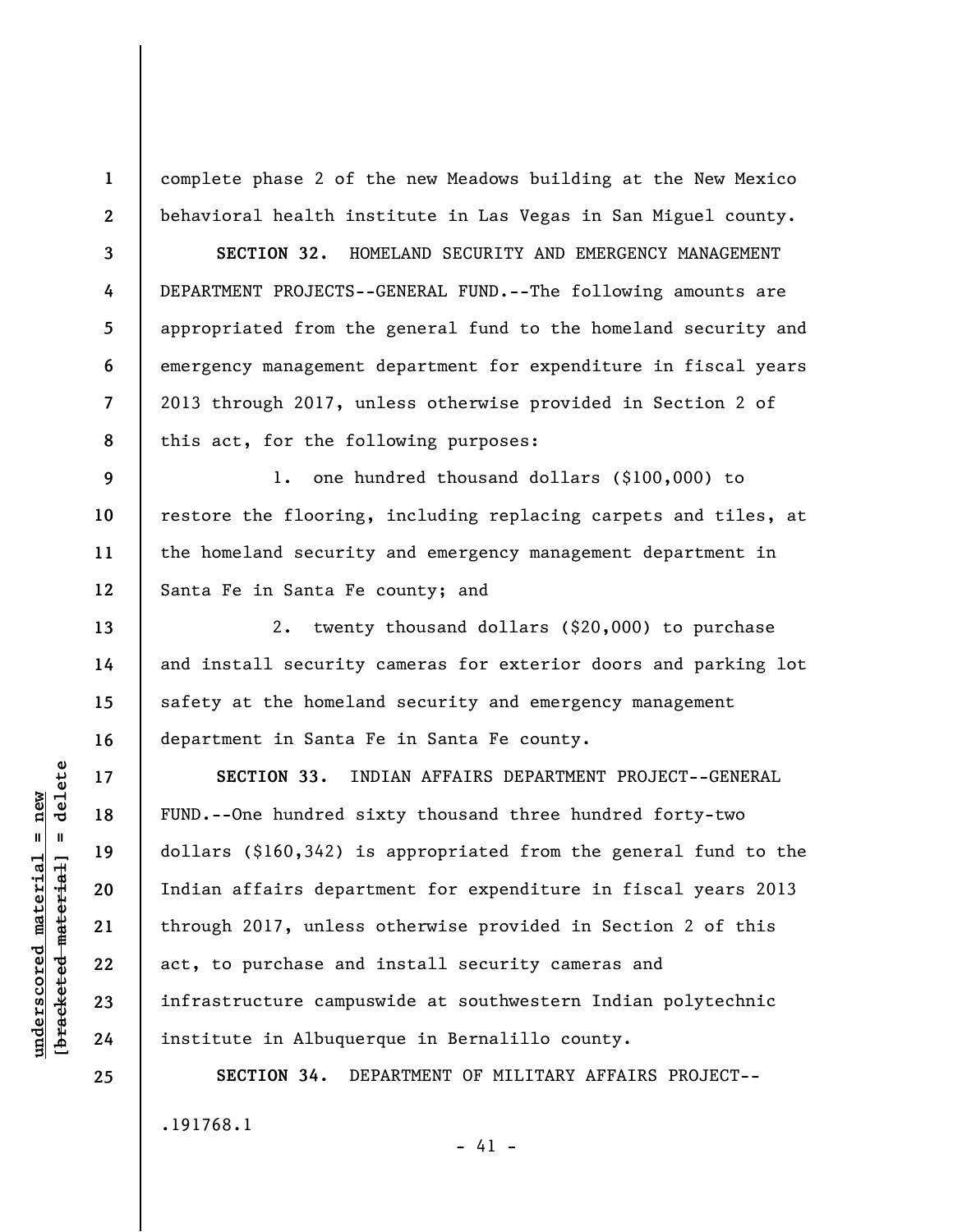complete phase 2 of the new Meadows building at the New Mexico behavioral health institute in Las Vegas in San Miguel county.

**SECTION 32.** HOMELAND SECURITY AND EMERGENCY MANAGEMENT DEPARTMENT PROJECTS--GENERAL FUND.--The following amounts are appropriated from the general fund to the homeland security and emergency management department for expenditure in fiscal years 2013 through 2017, unless otherwise provided in Section 2 of this act, for the following purposes:

1. one hundred thousand dollars ($100,000) to restore the flooring, including replacing carpets and tiles, at the homeland security and emergency management department in Santa Fe in Santa Fe county; and

2. twenty thousand dollars ($20,000) to purchase and install security cameras for exterior doors and parking lot safety at the homeland security and emergency management department in Santa Fe in Santa Fe county.

**SECTION 33.** INDIAN AFFAIRS DEPARTMENT PROJECT--GENERAL FUND.--One hundred sixty thousand three hundred forty-two dollars ($160,342) is appropriated from the general fund to the Indian affairs department for expenditure in fiscal years 2013 through 2017, unless otherwise provided in Section 2 of this act, to purchase and install security cameras and infrastructure campuswide at southwestern Indian polytechnic institute in Albuquerque in Bernalillo county.

**SECTION 34.** DEPARTMENT OF MILITARY AFFAIRS PROJECT--

.191768.1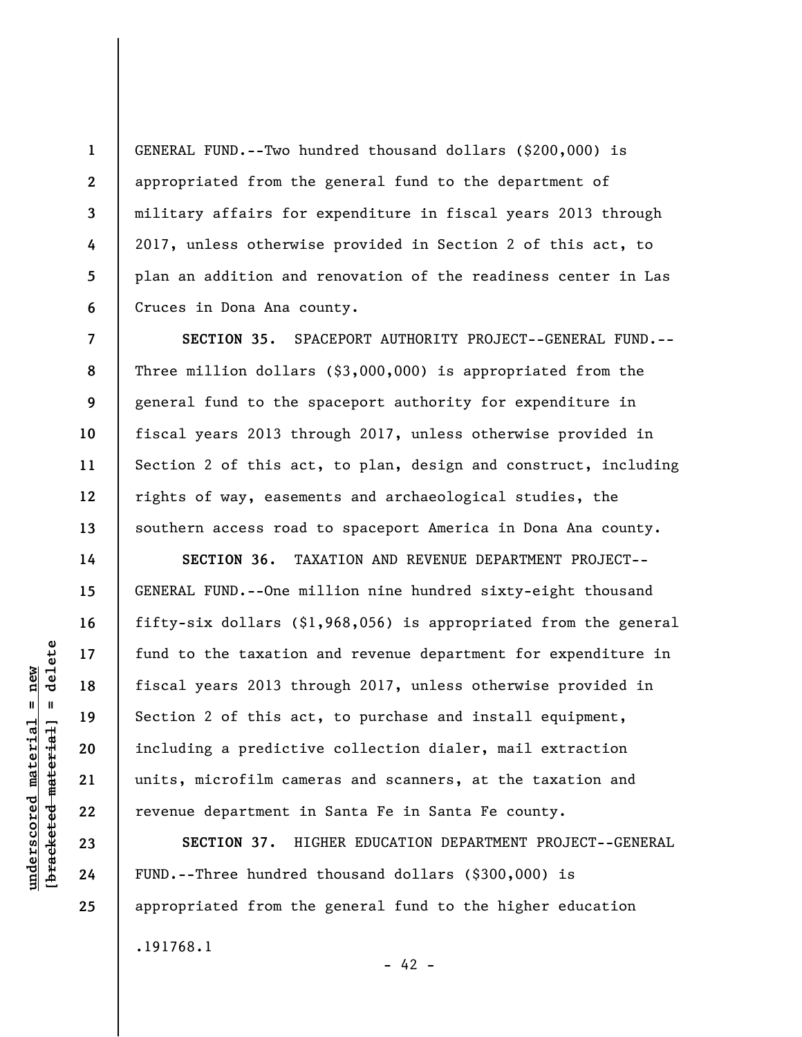GENERAL FUND.--Two hundred thousand dollars ($200,000) is appropriated from the general fund to the department of military affairs for expenditure in fiscal years 2013 through 2017, unless otherwise provided in Section 2 of this act, to plan an addition and renovation of the readiness center in Las Cruces in Dona Ana county.

**SECTION 35.** SPACEPORT AUTHORITY PROJECT--GENERAL FUND.--Three million dollars ($3,000,000) is appropriated from the general fund to the spaceport authority for expenditure in fiscal years 2013 through 2017, unless otherwise provided in Section 2 of this act, to plan, design and construct, including rights of way, easements and archaeological studies, the southern access road to spaceport America in Dona Ana county.

**SECTION 36.** TAXATION AND REVENUE DEPARTMENT PROJECT--GENERAL FUND.--One million nine hundred sixty-eight thousand fifty-six dollars ($1,968,056) is appropriated from the general fund to the taxation and revenue department for expenditure in fiscal years 2013 through 2017, unless otherwise provided in Section 2 of this act, to purchase and install equipment, including a predictive collection dialer, mail extraction units, microfilm cameras and scanners, at the taxation and revenue department in Santa Fe in Santa Fe county.

**SECTION 37.** HIGHER EDUCATION DEPARTMENT PROJECT--GENERAL FUND.--Three hundred thousand dollars ($300,000) is appropriated from the general fund to the higher education

.191768.1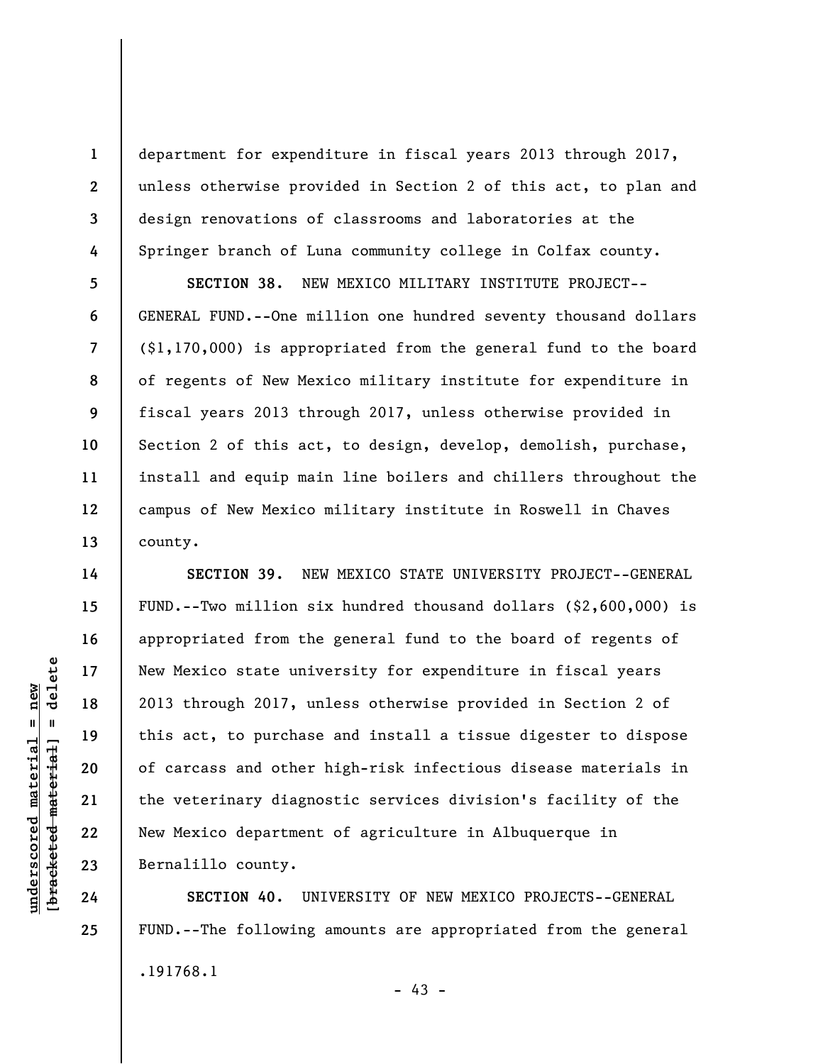department for expenditure in fiscal years 2013 through 2017, unless otherwise provided in Section 2 of this act, to plan and design renovations of classrooms and laboratories at the Springer branch of Luna community college in Colfax county.

**SECTION 38.** NEW MEXICO MILITARY INSTITUTE PROJECT--GENERAL FUND.--One million one hundred seventy thousand dollars ($1,170,000) is appropriated from the general fund to the board of regents of New Mexico military institute for expenditure in fiscal years 2013 through 2017, unless otherwise provided in Section 2 of this act, to design, develop, demolish, purchase, install and equip main line boilers and chillers throughout the campus of New Mexico military institute in Roswell in Chaves county.

**SECTION 39.** NEW MEXICO STATE UNIVERSITY PROJECT--GENERAL FUND.--Two million six hundred thousand dollars ($2,600,000) is appropriated from the general fund to the board of regents of New Mexico state university for expenditure in fiscal years 2013 through 2017, unless otherwise provided in Section 2 of this act, to purchase and install a tissue digester to dispose of carcass and other high-risk infectious disease materials in the veterinary diagnostic services division's facility of the New Mexico department of agriculture in Albuquerque in Bernalillo county.

**SECTION 40.** UNIVERSITY OF NEW MEXICO PROJECTS--GENERAL FUND.--The following amounts are appropriated from the general

.191768.1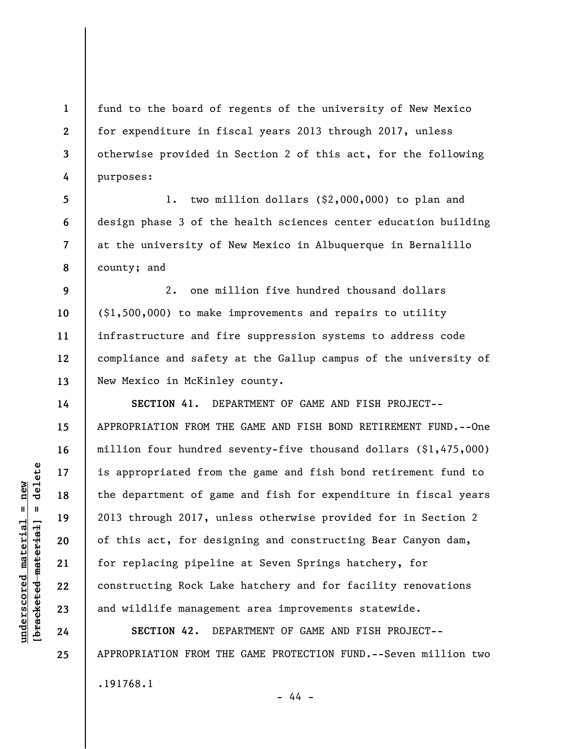fund to the board of regents of the university of New Mexico for expenditure in fiscal years 2013 through 2017, unless otherwise provided in Section 2 of this act, for the following purposes:

1. two million dollars ($2,000,000) to plan and design phase 3 of the health sciences center education building at the university of New Mexico in Albuquerque in Bernalillo county; and

2. one million five hundred thousand dollars ($1,500,000) to make improvements and repairs to utility infrastructure and fire suppression systems to address code compliance and safety at the Gallup campus of the university of New Mexico in McKinley county.

**SECTION 41.** DEPARTMENT OF GAME AND FISH PROJECT--APPROPRIATION FROM THE GAME AND FISH BOND RETIREMENT FUND.--One million four hundred seventy-five thousand dollars ($1,475,000) is appropriated from the game and fish bond retirement fund to the department of game and fish for expenditure in fiscal years 2013 through 2017, unless otherwise provided for in Section 2 of this act, for designing and constructing Bear Canyon dam, for replacing pipeline at Seven Springs hatchery, for constructing Rock Lake hatchery and for facility renovations and wildlife management area improvements statewide.

**SECTION 42.** DEPARTMENT OF GAME AND FISH PROJECT--APPROPRIATION FROM THE GAME PROTECTION FUND.--Seven million two

.191768.1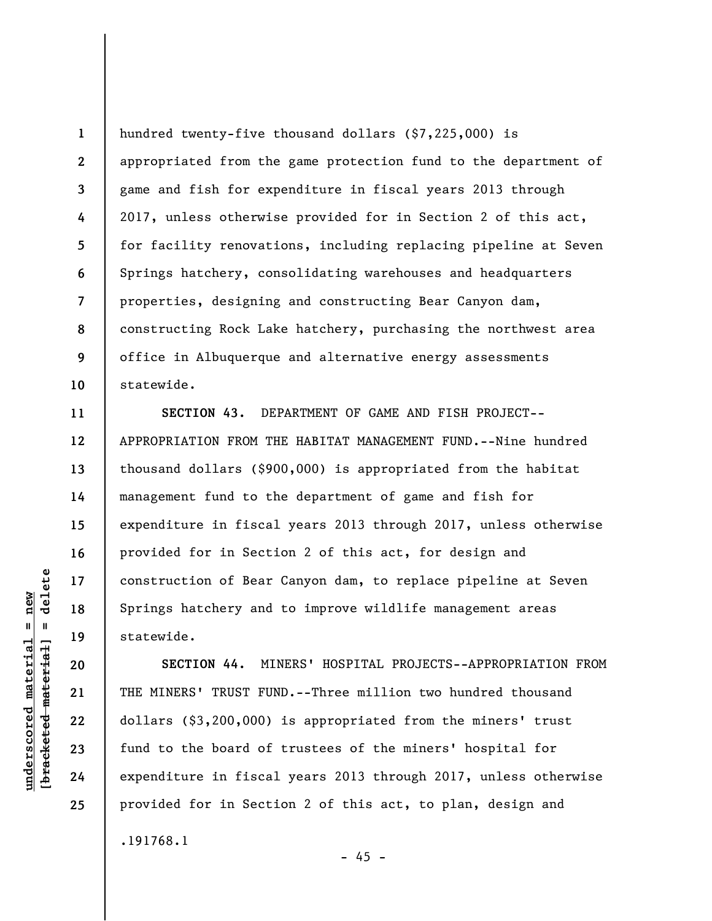hundred twenty-five thousand dollars ($7,225,000) is appropriated from the game protection fund to the department of game and fish for expenditure in fiscal years 2013 through 2017, unless otherwise provided for in Section 2 of this act, for facility renovations, including replacing pipeline at Seven Springs hatchery, consolidating warehouses and headquarters properties, designing and constructing Bear Canyon dam, constructing Rock Lake hatchery, purchasing the northwest area office in Albuquerque and alternative energy assessments statewide.

**SECTION 43.** DEPARTMENT OF GAME AND FISH PROJECT--APPROPRIATION FROM THE HABITAT MANAGEMENT FUND.--Nine hundred thousand dollars ($900,000) is appropriated from the habitat management fund to the department of game and fish for expenditure in fiscal years 2013 through 2017, unless otherwise provided for in Section 2 of this act, for design and construction of Bear Canyon dam, to replace pipeline at Seven Springs hatchery and to improve wildlife management areas statewide.

**SECTION 44.** MINERS' HOSPITAL PROJECTS--APPROPRIATION FROM THE MINERS' TRUST FUND.--Three million two hundred thousand dollars ($3,200,000) is appropriated from the miners' trust fund to the board of trustees of the miners' hospital for expenditure in fiscal years 2013 through 2017, unless otherwise provided for in Section 2 of this act, to plan, design and

.191768.1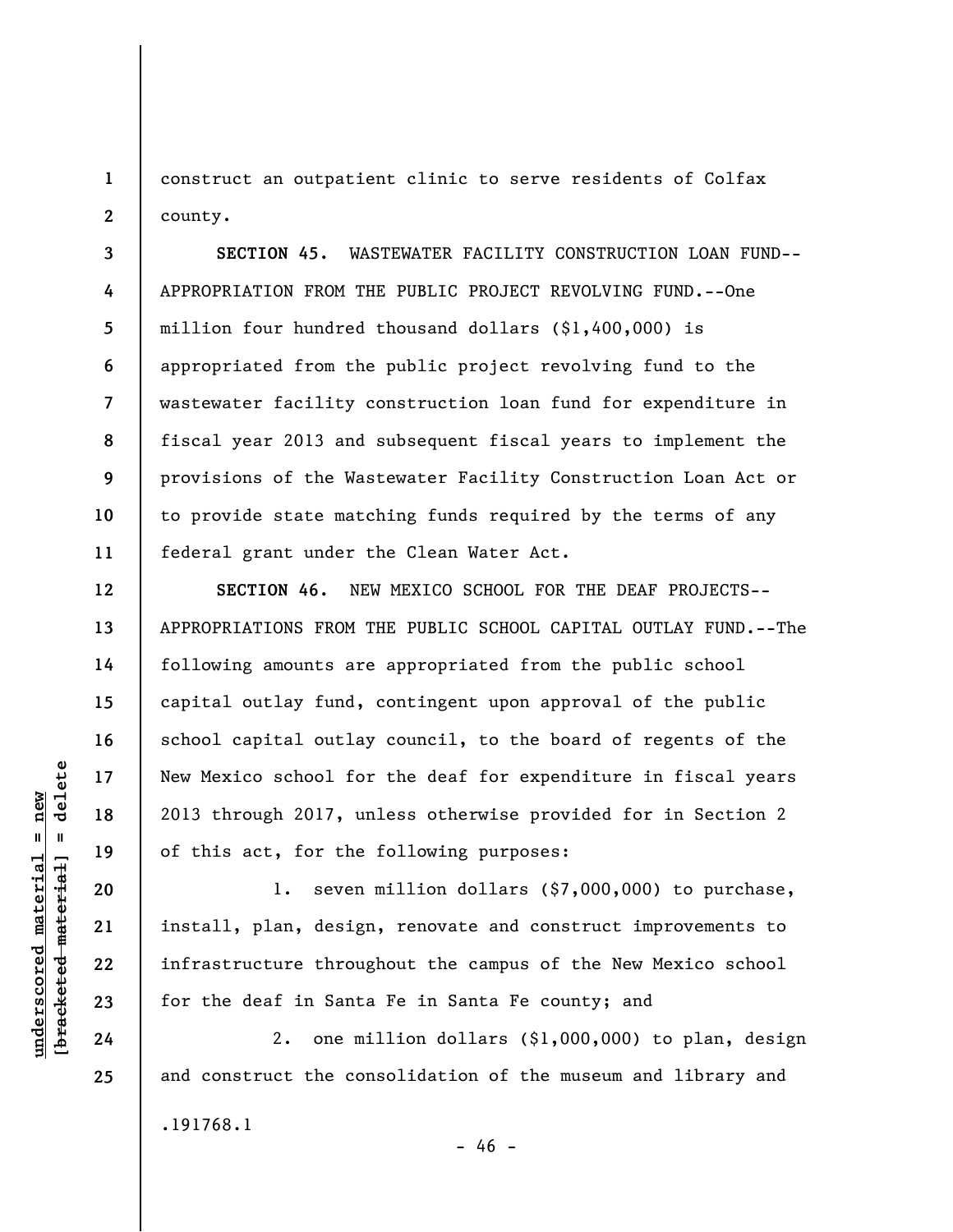construct an outpatient clinic to serve residents of Colfax county.

**SECTION 45.** WASTEWATER FACILITY CONSTRUCTION LOAN FUND--APPROPRIATION FROM THE PUBLIC PROJECT REVOLVING FUND.--One million four hundred thousand dollars ($1,400,000) is appropriated from the public project revolving fund to the wastewater facility construction loan fund for expenditure in fiscal year 2013 and subsequent fiscal years to implement the provisions of the Wastewater Facility Construction Loan Act or to provide state matching funds required by the terms of any federal grant under the Clean Water Act.

**SECTION 46.** NEW MEXICO SCHOOL FOR THE DEAF PROJECTS--APPROPRIATIONS FROM THE PUBLIC SCHOOL CAPITAL OUTLAY FUND.--The following amounts are appropriated from the public school capital outlay fund, contingent upon approval of the public school capital outlay council, to the board of regents of the New Mexico school for the deaf for expenditure in fiscal years 2013 through 2017, unless otherwise provided for in Section 2 of this act, for the following purposes:

1. seven million dollars ($7,000,000) to purchase, install, plan, design, renovate and construct improvements to infrastructure throughout the campus of the New Mexico school for the deaf in Santa Fe in Santa Fe county; and

2. one million dollars ($1,000,000) to plan, design and construct the consolidation of the museum and library and

.191768.1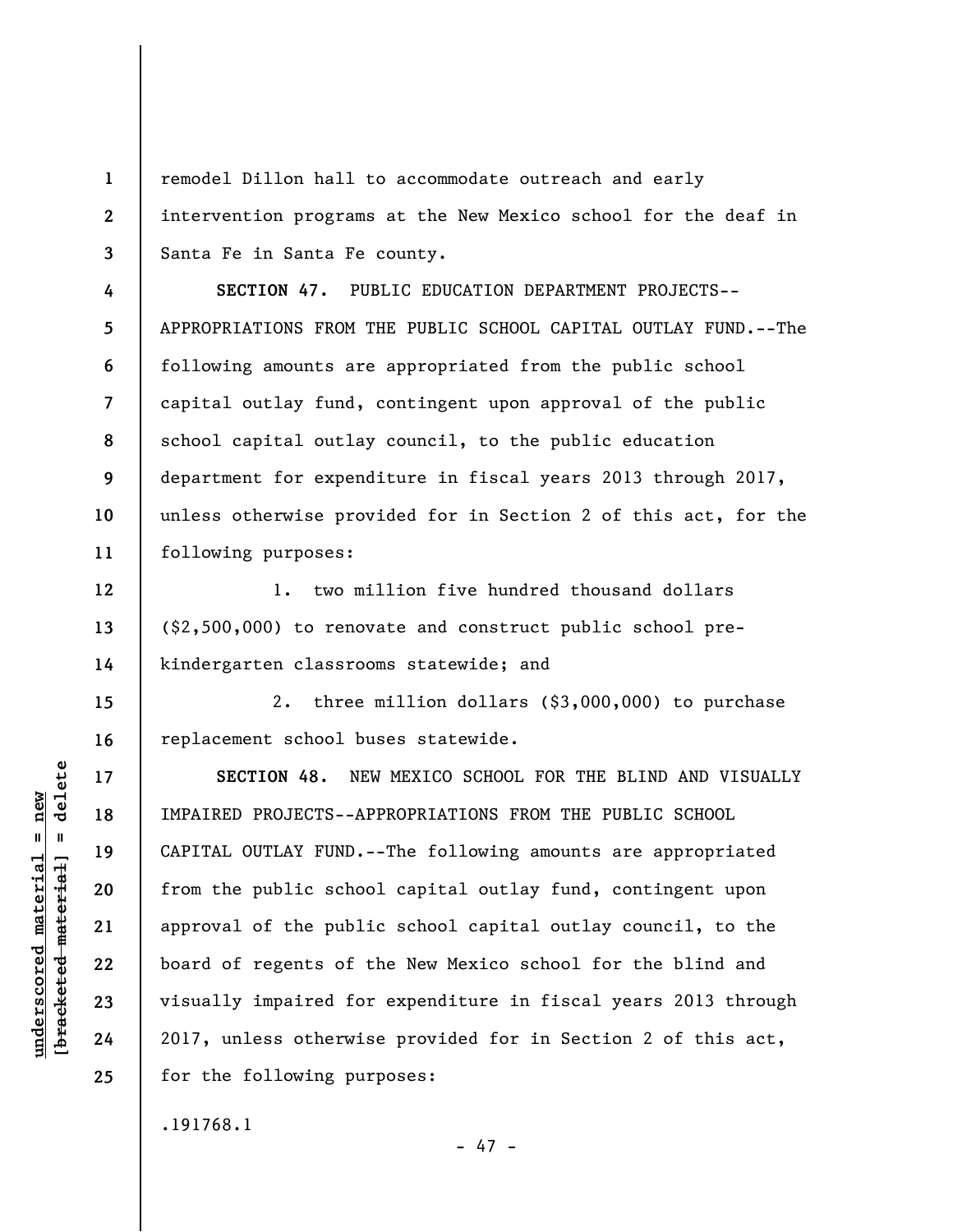remodel Dillon hall to accommodate outreach and early intervention programs at the New Mexico school for the deaf in Santa Fe in Santa Fe county.

**SECTION 47.** PUBLIC EDUCATION DEPARTMENT PROJECTS--APPROPRIATIONS FROM THE PUBLIC SCHOOL CAPITAL OUTLAY FUND.--The following amounts are appropriated from the public school capital outlay fund, contingent upon approval of the public school capital outlay council, to the public education department for expenditure in fiscal years 2013 through 2017, unless otherwise provided for in Section 2 of this act, for the following purposes:

1. two million five hundred thousand dollars ($2,500,000) to renovate and construct public school pre-kindergarten classrooms statewide; and

2. three million dollars ($3,000,000) to purchase replacement school buses statewide.

**SECTION 48.** NEW MEXICO SCHOOL FOR THE BLIND AND VISUALLY IMPAIRED PROJECTS--APPROPRIATIONS FROM THE PUBLIC SCHOOL CAPITAL OUTLAY FUND.--The following amounts are appropriated from the public school capital outlay fund, contingent upon approval of the public school capital outlay council, to the board of regents of the New Mexico school for the blind and visually impaired for expenditure in fiscal years 2013 through 2017, unless otherwise provided for in Section 2 of this act, for the following purposes:

.191768.1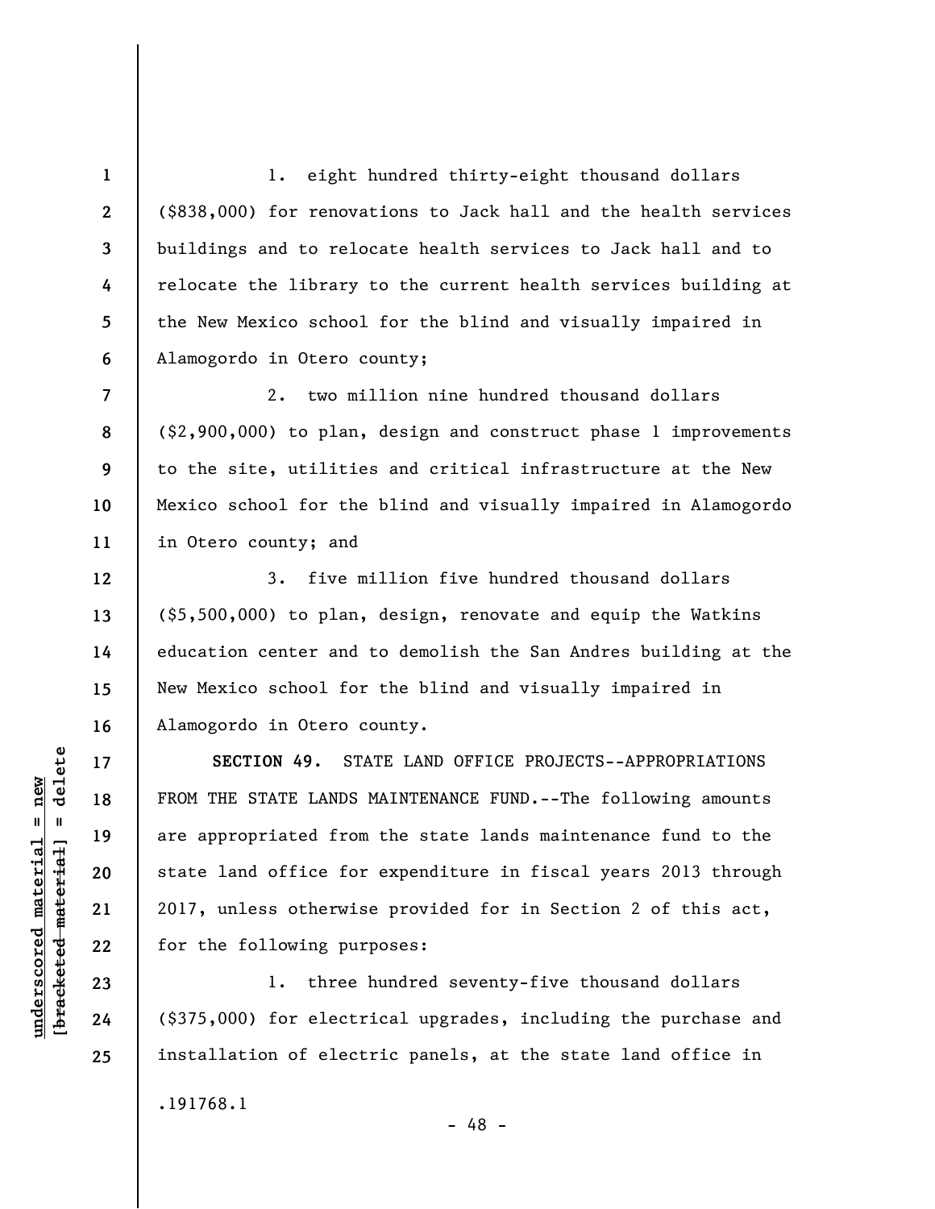1. eight hundred thirty-eight thousand dollars ($838,000) for renovations to Jack hall and the health services buildings and to relocate health services to Jack hall and to relocate the library to the current health services building at the New Mexico school for the blind and visually impaired in Alamogordo in Otero county;

2. two million nine hundred thousand dollars ($2,900,000) to plan, design and construct phase 1 improvements to the site, utilities and critical infrastructure at the New Mexico school for the blind and visually impaired in Alamogordo in Otero county; and

3. five million five hundred thousand dollars ($5,500,000) to plan, design, renovate and equip the Watkins education center and to demolish the San Andres building at the New Mexico school for the blind and visually impaired in Alamogordo in Otero county.

**SECTION 49.** STATE LAND OFFICE PROJECTS--APPROPRIATIONS FROM THE STATE LANDS MAINTENANCE FUND.--The following amounts are appropriated from the state lands maintenance fund to the state land office for expenditure in fiscal years 2013 through 2017, unless otherwise provided for in Section 2 of this act, for the following purposes:

1. three hundred seventy-five thousand dollars ($375,000) for electrical upgrades, including the purchase and installation of electric panels, at the state land office in

.191768.1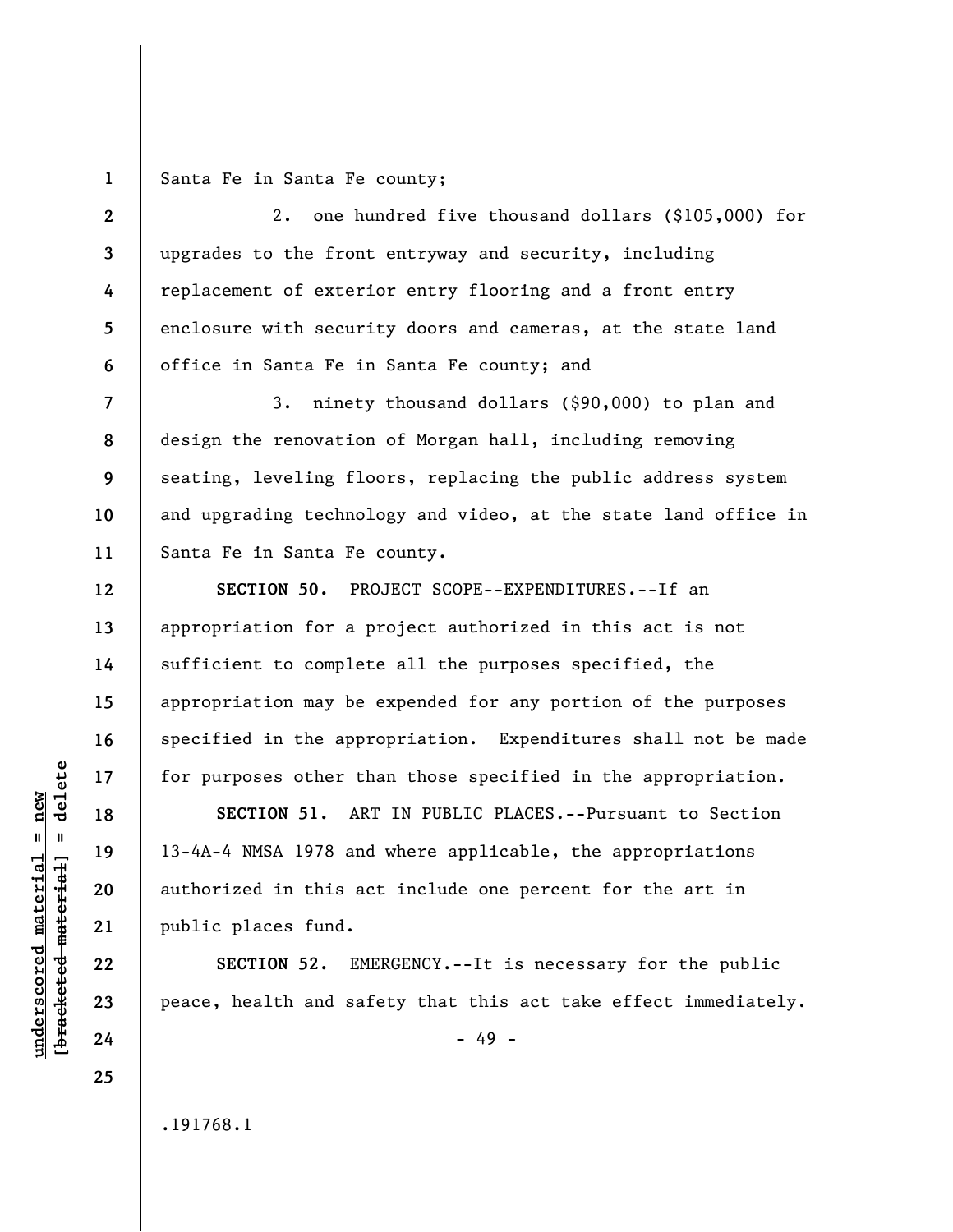Santa Fe in Santa Fe county;

2. one hundred five thousand dollars ($105,000) for upgrades to the front entryway and security, including replacement of exterior entry flooring and a front entry enclosure with security doors and cameras, at the state land office in Santa Fe in Santa Fe county; and

3. ninety thousand dollars ($90,000) to plan and design the renovation of Morgan hall, including removing seating, leveling floors, replacing the public address system and upgrading technology and video, at the state land office in Santa Fe in Santa Fe county.

**SECTION 50.** PROJECT SCOPE--EXPENDITURES.--If an appropriation for a project authorized in this act is not sufficient to complete all the purposes specified, the appropriation may be expended for any portion of the purposes specified in the appropriation. Expenditures shall not be made for purposes other than those specified in the appropriation.

**SECTION 51.** ART IN PUBLIC PLACES.--Pursuant to Section 13-4A-4 NMSA 1978 and where applicable, the appropriations authorized in this act include one percent for the art in public places fund.

**SECTION 52.** EMERGENCY.--It is necessary for the public peace, health and safety that this act take effect immediately.

.191768.1